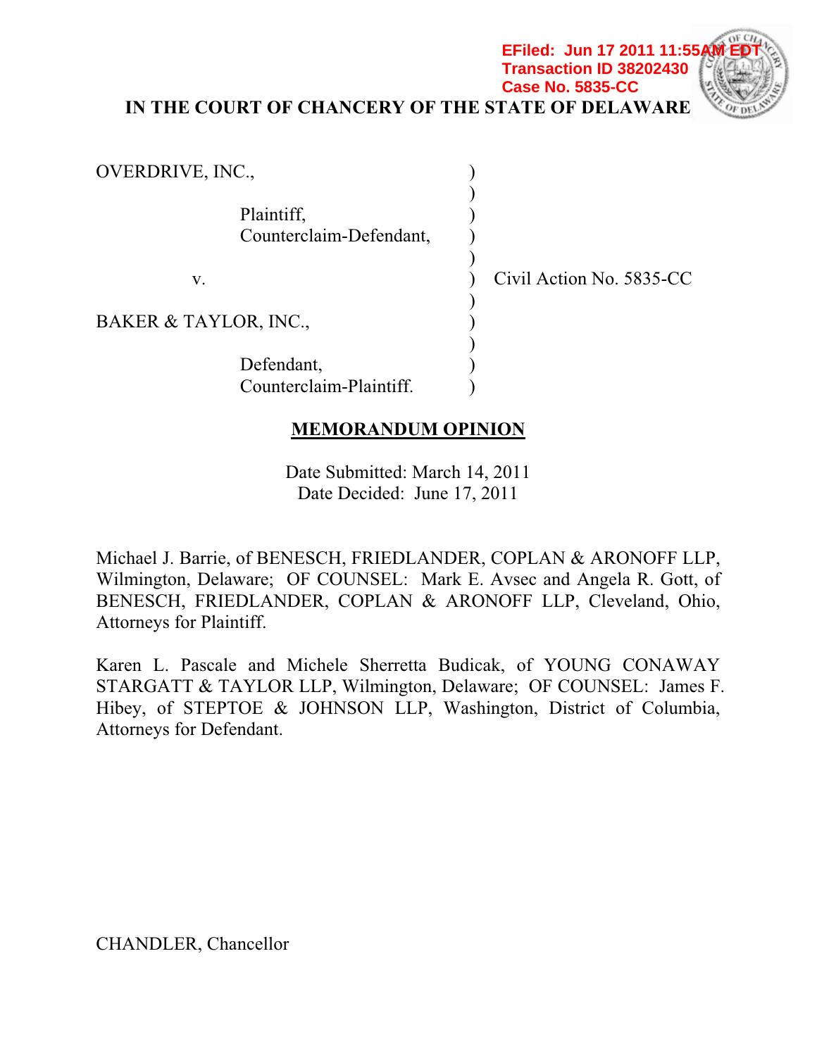EFiled: Jun 17 2011 11:55AM EDT
Transaction ID 38202430
Case No. 5835-CC

**IN THE COURT OF CHANCERY OF THE STATE OF DELAWARE**

| | | |
|---|---|---|
| OVERDRIVE, INC., | ) | |
| | ) | |
| Plaintiff, Counterclaim-Defendant, | ) | |
| | ) | |
| v. | ) | Civil Action No. 5835-CC |
| | ) | |
| BAKER & TAYLOR, INC., | ) | |
| | ) | |
| Defendant, Counterclaim-Plaintiff. | ) | |

## MEMORANDUM OPINION

Date Submitted: March 14, 2011
Date Decided: June 17, 2011

Michael J. Barrie, of BENESCH, FRIEDLANDER, COPLAN & ARONOFF LLP, Wilmington, Delaware; OF COUNSEL: Mark E. Avsec and Angela R. Gott, of BENESCH, FRIEDLANDER, COPLAN & ARONOFF LLP, Cleveland, Ohio, Attorneys for Plaintiff.

Karen L. Pascale and Michele Sherretta Budicak, of YOUNG CONAWAY STARGATT & TAYLOR LLP, Wilmington, Delaware; OF COUNSEL: James F. Hibey, of STEPTOE & JOHNSON LLP, Washington, District of Columbia, Attorneys for Defendant.

CHANDLER, Chancellor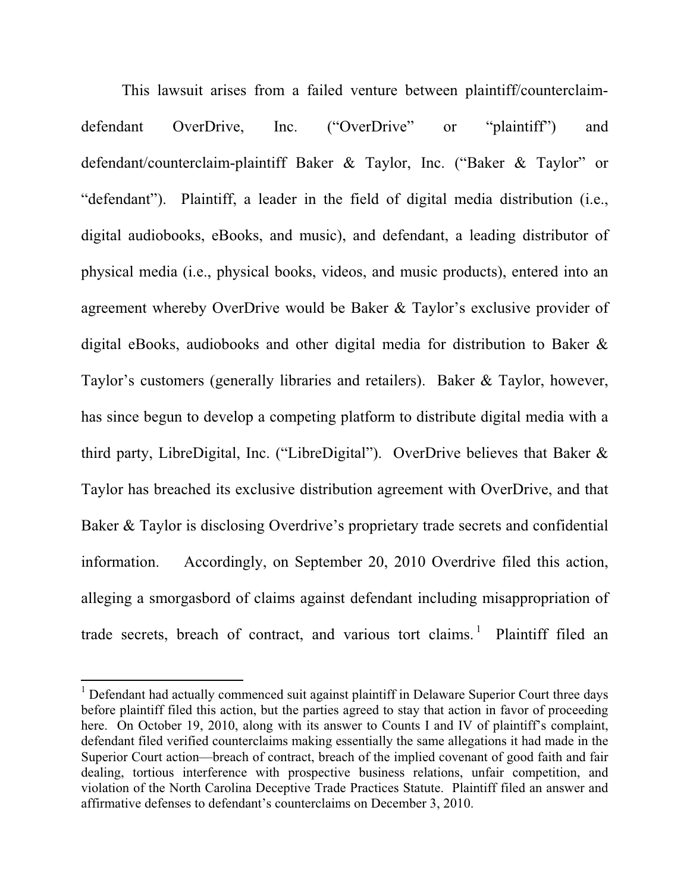This lawsuit arises from a failed venture between plaintiff/counterclaim-defendant OverDrive, Inc. ("OverDrive" or "plaintiff") and defendant/counterclaim-plaintiff Baker & Taylor, Inc. ("Baker & Taylor" or "defendant"). Plaintiff, a leader in the field of digital media distribution (i.e., digital audiobooks, eBooks, and music), and defendant, a leading distributor of physical media (i.e., physical books, videos, and music products), entered into an agreement whereby OverDrive would be Baker & Taylor's exclusive provider of digital eBooks, audiobooks and other digital media for distribution to Baker & Taylor's customers (generally libraries and retailers). Baker & Taylor, however, has since begun to develop a competing platform to distribute digital media with a third party, LibreDigital, Inc. ("LibreDigital"). OverDrive believes that Baker & Taylor has breached its exclusive distribution agreement with OverDrive, and that Baker & Taylor is disclosing Overdrive's proprietary trade secrets and confidential information. Accordingly, on September 20, 2010 Overdrive filed this action, alleging a smorgasbord of claims against defendant including misappropriation of trade secrets, breach of contract, and various tort claims.[1] Plaintiff filed an

[1] Defendant had actually commenced suit against plaintiff in Delaware Superior Court three days before plaintiff filed this action, but the parties agreed to stay that action in favor of proceeding here. On October 19, 2010, along with its answer to Counts I and IV of plaintiff's complaint, defendant filed verified counterclaims making essentially the same allegations it had made in the Superior Court action—breach of contract, breach of the implied covenant of good faith and fair dealing, tortious interference with prospective business relations, unfair competition, and violation of the North Carolina Deceptive Trade Practices Statute. Plaintiff filed an answer and affirmative defenses to defendant's counterclaims on December 3, 2010.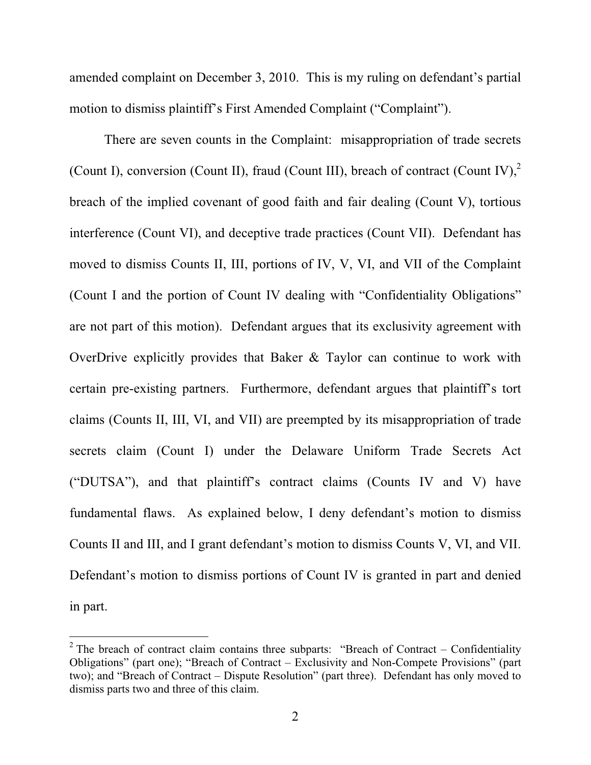amended complaint on December 3, 2010. This is my ruling on defendant's partial motion to dismiss plaintiff's First Amended Complaint ("Complaint").

There are seven counts in the Complaint: misappropriation of trade secrets (Count I), conversion (Count II), fraud (Count III), breach of contract (Count IV),[2] breach of the implied covenant of good faith and fair dealing (Count V), tortious interference (Count VI), and deceptive trade practices (Count VII). Defendant has moved to dismiss Counts II, III, portions of IV, V, VI, and VII of the Complaint (Count I and the portion of Count IV dealing with "Confidentiality Obligations" are not part of this motion). Defendant argues that its exclusivity agreement with OverDrive explicitly provides that Baker & Taylor can continue to work with certain pre-existing partners. Furthermore, defendant argues that plaintiff's tort claims (Counts II, III, VI, and VII) are preempted by its misappropriation of trade secrets claim (Count I) under the Delaware Uniform Trade Secrets Act ("DUTSA"), and that plaintiff's contract claims (Counts IV and V) have fundamental flaws. As explained below, I deny defendant's motion to dismiss Counts II and III, and I grant defendant's motion to dismiss Counts V, VI, and VII. Defendant's motion to dismiss portions of Count IV is granted in part and denied in part.

[2] The breach of contract claim contains three subparts: "Breach of Contract – Confidentiality Obligations" (part one); "Breach of Contract – Exclusivity and Non-Compete Provisions" (part two); and "Breach of Contract – Dispute Resolution" (part three). Defendant has only moved to dismiss parts two and three of this claim.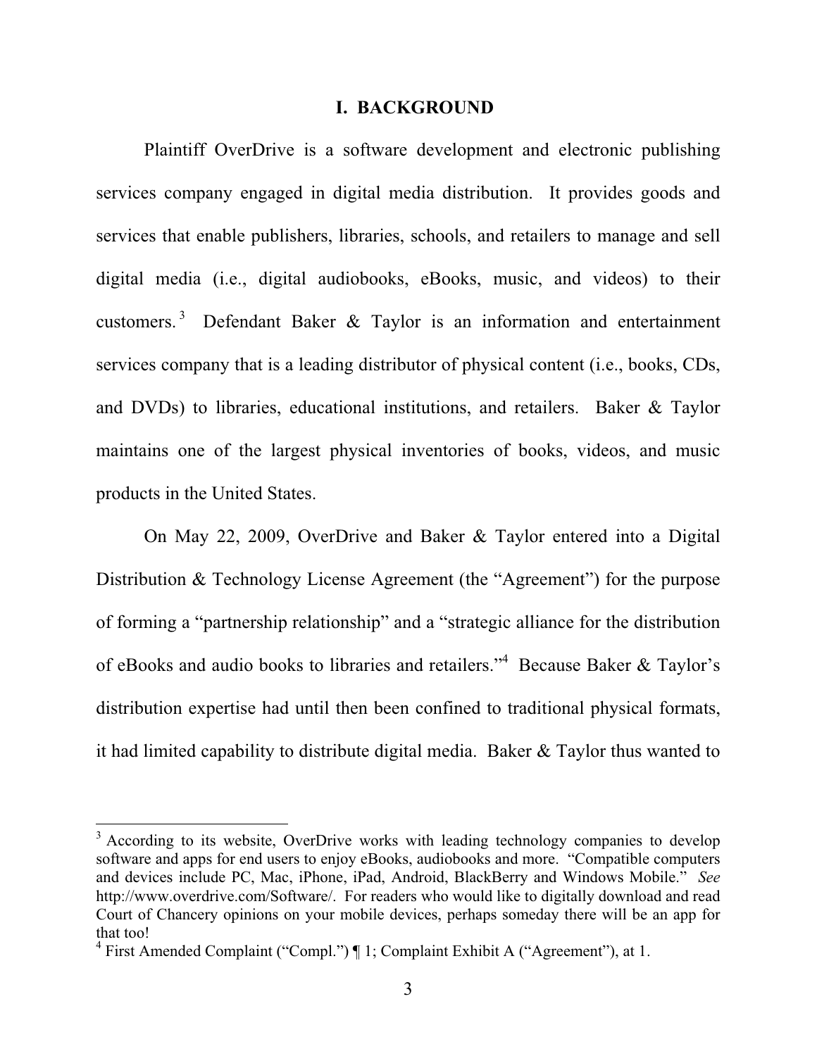# I. BACKGROUND

Plaintiff OverDrive is a software development and electronic publishing services company engaged in digital media distribution. It provides goods and services that enable publishers, libraries, schools, and retailers to manage and sell digital media (i.e., digital audiobooks, eBooks, music, and videos) to their customers.[3] Defendant Baker & Taylor is an information and entertainment services company that is a leading distributor of physical content (i.e., books, CDs, and DVDs) to libraries, educational institutions, and retailers. Baker & Taylor maintains one of the largest physical inventories of books, videos, and music products in the United States.

On May 22, 2009, OverDrive and Baker & Taylor entered into a Digital Distribution & Technology License Agreement (the "Agreement") for the purpose of forming a "partnership relationship" and a "strategic alliance for the distribution of eBooks and audio books to libraries and retailers."[4] Because Baker & Taylor's distribution expertise had until then been confined to traditional physical formats, it had limited capability to distribute digital media. Baker & Taylor thus wanted to

---

[3] According to its website, OverDrive works with leading technology companies to develop software and apps for end users to enjoy eBooks, audiobooks and more. "Compatible computers and devices include PC, Mac, iPhone, iPad, Android, BlackBerry and Windows Mobile." *See* http://www.overdrive.com/Software/. For readers who would like to digitally download and read Court of Chancery opinions on your mobile devices, perhaps someday there will be an app for that too!

[4] First Amended Complaint ("Compl.") ¶ 1; Complaint Exhibit A ("Agreement"), at 1.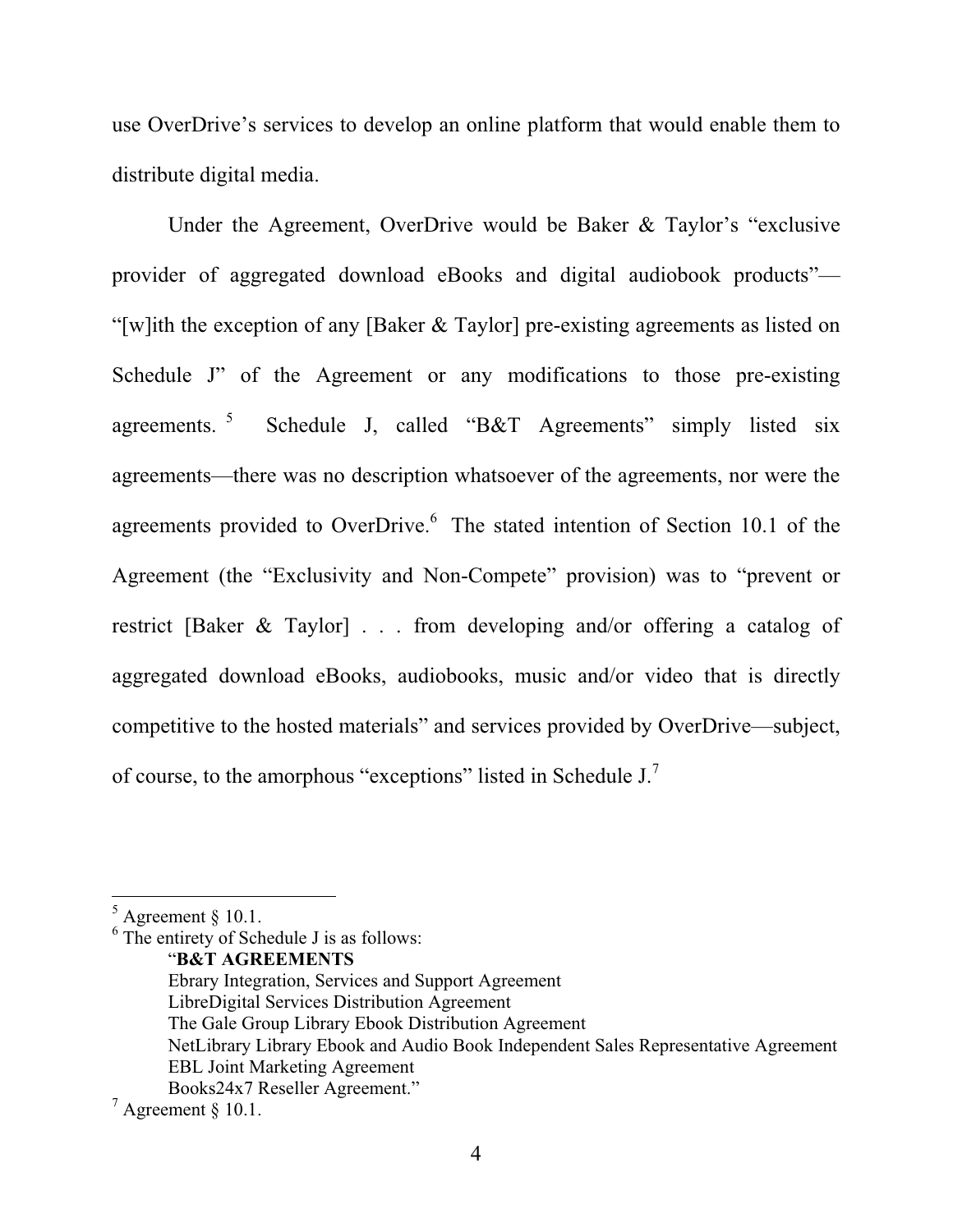use OverDrive's services to develop an online platform that would enable them to distribute digital media.

Under the Agreement, OverDrive would be Baker & Taylor's "exclusive provider of aggregated download eBooks and digital audiobook products"—"[w]ith the exception of any [Baker & Taylor] pre-existing agreements as listed on Schedule J" of the Agreement or any modifications to those pre-existing agreements.[5] Schedule J, called "B&T Agreements" simply listed six agreements—there was no description whatsoever of the agreements, nor were the agreements provided to OverDrive.[6] The stated intention of Section 10.1 of the Agreement (the "Exclusivity and Non-Compete" provision) was to "prevent or restrict [Baker & Taylor] . . . from developing and/or offering a catalog of aggregated download eBooks, audiobooks, music and/or video that is directly competitive to the hosted materials" and services provided by OverDrive—subject, of course, to the amorphous "exceptions" listed in Schedule J.[7]

---

[5] Agreement § 10.1.

[6] The entirety of Schedule J is as follows:

> "**B&T AGREEMENTS**
> Ebrary Integration, Services and Support Agreement
> LibreDigital Services Distribution Agreement
> The Gale Group Library Ebook Distribution Agreement
> NetLibrary Library Ebook and Audio Book Independent Sales Representative Agreement
> EBL Joint Marketing Agreement
> Books24x7 Reseller Agreement."

[7] Agreement § 10.1.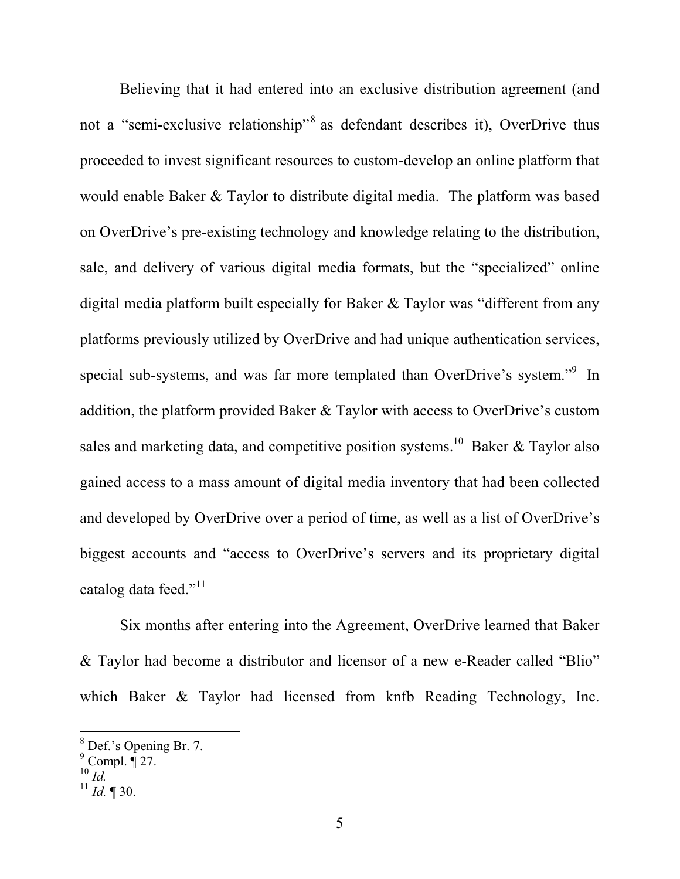Believing that it had entered into an exclusive distribution agreement (and not a "semi-exclusive relationship"[8] as defendant describes it), OverDrive thus proceeded to invest significant resources to custom-develop an online platform that would enable Baker & Taylor to distribute digital media. The platform was based on OverDrive's pre-existing technology and knowledge relating to the distribution, sale, and delivery of various digital media formats, but the "specialized" online digital media platform built especially for Baker & Taylor was "different from any platforms previously utilized by OverDrive and had unique authentication services, special sub-systems, and was far more templated than OverDrive's system."[9] In addition, the platform provided Baker & Taylor with access to OverDrive's custom sales and marketing data, and competitive position systems.[10] Baker & Taylor also gained access to a mass amount of digital media inventory that had been collected and developed by OverDrive over a period of time, as well as a list of OverDrive's biggest accounts and "access to OverDrive's servers and its proprietary digital catalog data feed."[11]

Six months after entering into the Agreement, OverDrive learned that Baker & Taylor had become a distributor and licensor of a new e-Reader called "Blio" which Baker & Taylor had licensed from knfb Reading Technology, Inc.

---

[8] Def.'s Opening Br. 7.
[9] Compl. ¶ 27.
[10] *Id.*
[11] *Id.* ¶ 30.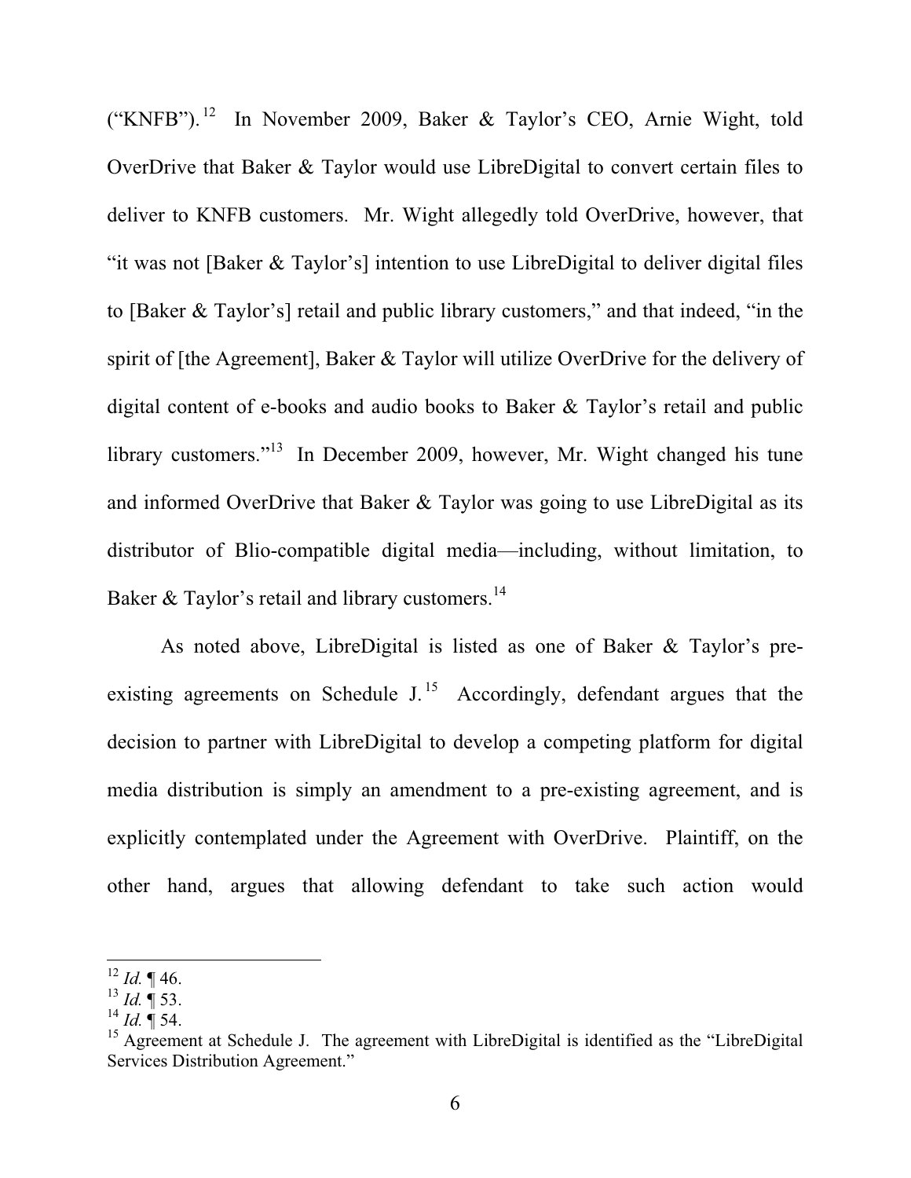("KNFB").[12] In November 2009, Baker & Taylor's CEO, Arnie Wight, told OverDrive that Baker & Taylor would use LibreDigital to convert certain files to deliver to KNFB customers. Mr. Wight allegedly told OverDrive, however, that "it was not [Baker & Taylor's] intention to use LibreDigital to deliver digital files to [Baker & Taylor's] retail and public library customers," and that indeed, "in the spirit of [the Agreement], Baker & Taylor will utilize OverDrive for the delivery of digital content of e-books and audio books to Baker & Taylor's retail and public library customers."[13] In December 2009, however, Mr. Wight changed his tune and informed OverDrive that Baker & Taylor was going to use LibreDigital as its distributor of Blio-compatible digital media—including, without limitation, to Baker & Taylor's retail and library customers.[14]

As noted above, LibreDigital is listed as one of Baker & Taylor's pre-existing agreements on Schedule J.[15] Accordingly, defendant argues that the decision to partner with LibreDigital to develop a competing platform for digital media distribution is simply an amendment to a pre-existing agreement, and is explicitly contemplated under the Agreement with OverDrive. Plaintiff, on the other hand, argues that allowing defendant to take such action would

---

[12] *Id.* ¶ 46.

[13] *Id.* ¶ 53.

[14] *Id.* ¶ 54.

[15] Agreement at Schedule J. The agreement with LibreDigital is identified as the "LibreDigital Services Distribution Agreement."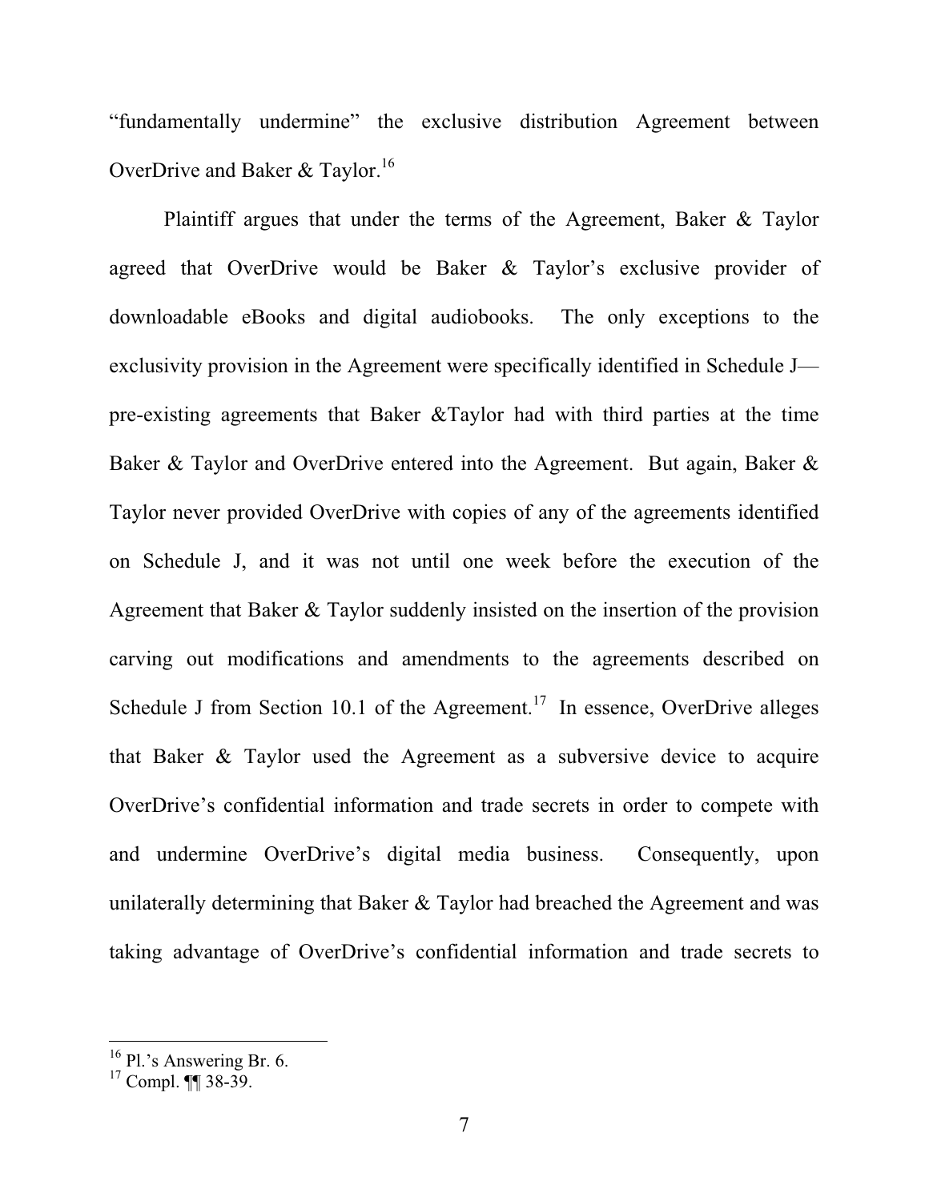"fundamentally undermine" the exclusive distribution Agreement between OverDrive and Baker & Taylor.[16]

Plaintiff argues that under the terms of the Agreement, Baker & Taylor agreed that OverDrive would be Baker & Taylor's exclusive provider of downloadable eBooks and digital audiobooks. The only exceptions to the exclusivity provision in the Agreement were specifically identified in Schedule J—pre-existing agreements that Baker &Taylor had with third parties at the time Baker & Taylor and OverDrive entered into the Agreement. But again, Baker & Taylor never provided OverDrive with copies of any of the agreements identified on Schedule J, and it was not until one week before the execution of the Agreement that Baker & Taylor suddenly insisted on the insertion of the provision carving out modifications and amendments to the agreements described on Schedule J from Section 10.1 of the Agreement.[17] In essence, OverDrive alleges that Baker & Taylor used the Agreement as a subversive device to acquire OverDrive's confidential information and trade secrets in order to compete with and undermine OverDrive's digital media business. Consequently, upon unilaterally determining that Baker & Taylor had breached the Agreement and was taking advantage of OverDrive's confidential information and trade secrets to

---

[16] Pl.'s Answering Br. 6.

[17] Compl. ¶¶ 38-39.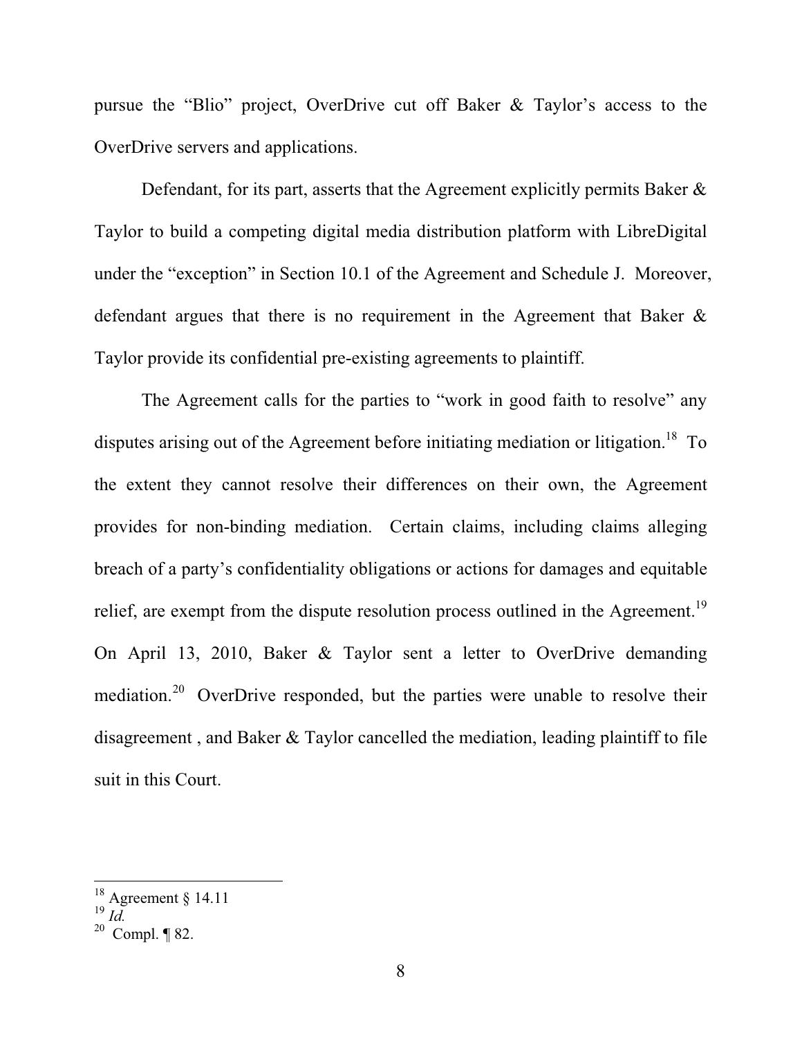pursue the "Blio" project, OverDrive cut off Baker & Taylor's access to the OverDrive servers and applications.

Defendant, for its part, asserts that the Agreement explicitly permits Baker & Taylor to build a competing digital media distribution platform with LibreDigital under the "exception" in Section 10.1 of the Agreement and Schedule J. Moreover, defendant argues that there is no requirement in the Agreement that Baker & Taylor provide its confidential pre-existing agreements to plaintiff.

The Agreement calls for the parties to "work in good faith to resolve" any disputes arising out of the Agreement before initiating mediation or litigation.[18] To the extent they cannot resolve their differences on their own, the Agreement provides for non-binding mediation. Certain claims, including claims alleging breach of a party's confidentiality obligations or actions for damages and equitable relief, are exempt from the dispute resolution process outlined in the Agreement.[19] On April 13, 2010, Baker & Taylor sent a letter to OverDrive demanding mediation.[20] OverDrive responded, but the parties were unable to resolve their disagreement , and Baker & Taylor cancelled the mediation, leading plaintiff to file suit in this Court.

---

[18] Agreement § 14.11

[19] *Id.*

[20] Compl. ¶ 82.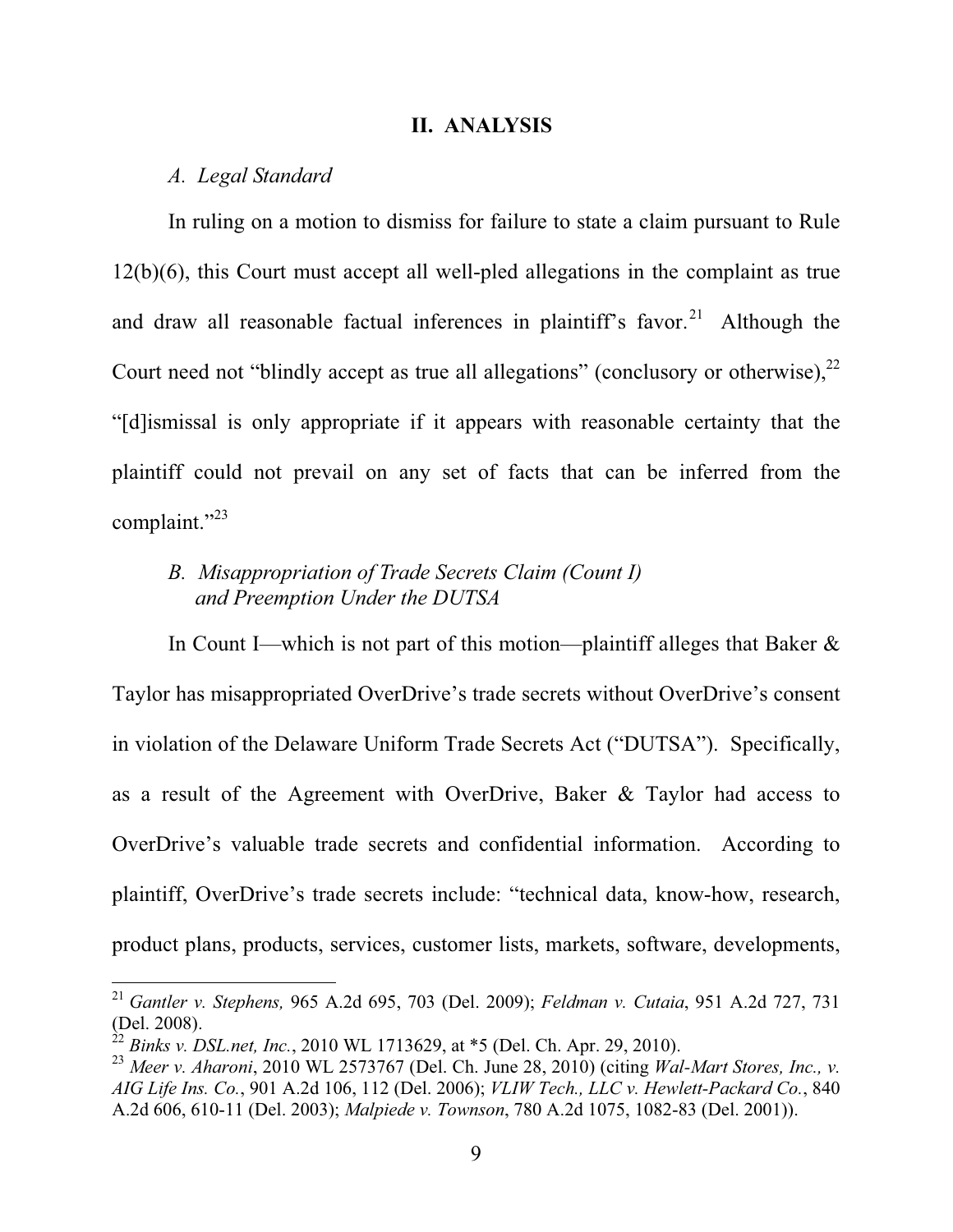## II. ANALYSIS

### *A. Legal Standard*

In ruling on a motion to dismiss for failure to state a claim pursuant to Rule 12(b)(6), this Court must accept all well-pled allegations in the complaint as true and draw all reasonable factual inferences in plaintiff's favor.[21] Although the Court need not "blindly accept as true all allegations" (conclusory or otherwise),[22] "[d]ismissal is only appropriate if it appears with reasonable certainty that the plaintiff could not prevail on any set of facts that can be inferred from the complaint."[23]

### *B. Misappropriation of Trade Secrets Claim (Count I) and Preemption Under the DUTSA*

In Count I—which is not part of this motion—plaintiff alleges that Baker & Taylor has misappropriated OverDrive's trade secrets without OverDrive's consent in violation of the Delaware Uniform Trade Secrets Act ("DUTSA"). Specifically, as a result of the Agreement with OverDrive, Baker & Taylor had access to OverDrive's valuable trade secrets and confidential information. According to plaintiff, OverDrive's trade secrets include: "technical data, know-how, research, product plans, products, services, customer lists, markets, software, developments,

---

[21] *Gantler v. Stephens,* 965 A.2d 695, 703 (Del. 2009); *Feldman v. Cutaia*, 951 A.2d 727, 731 (Del. 2008).

[22] *Binks v. DSL.net, Inc.*, 2010 WL 1713629, at *5 (Del. Ch. Apr. 29, 2010).

[23] *Meer v. Aharoni*, 2010 WL 2573767 (Del. Ch. June 28, 2010) (citing *Wal-Mart Stores, Inc., v. AIG Life Ins. Co.*, 901 A.2d 106, 112 (Del. 2006); *VLIW Tech., LLC v. Hewlett-Packard Co.*, 840 A.2d 606, 610-11 (Del. 2003); *Malpiede v. Townson*, 780 A.2d 1075, 1082-83 (Del. 2001)).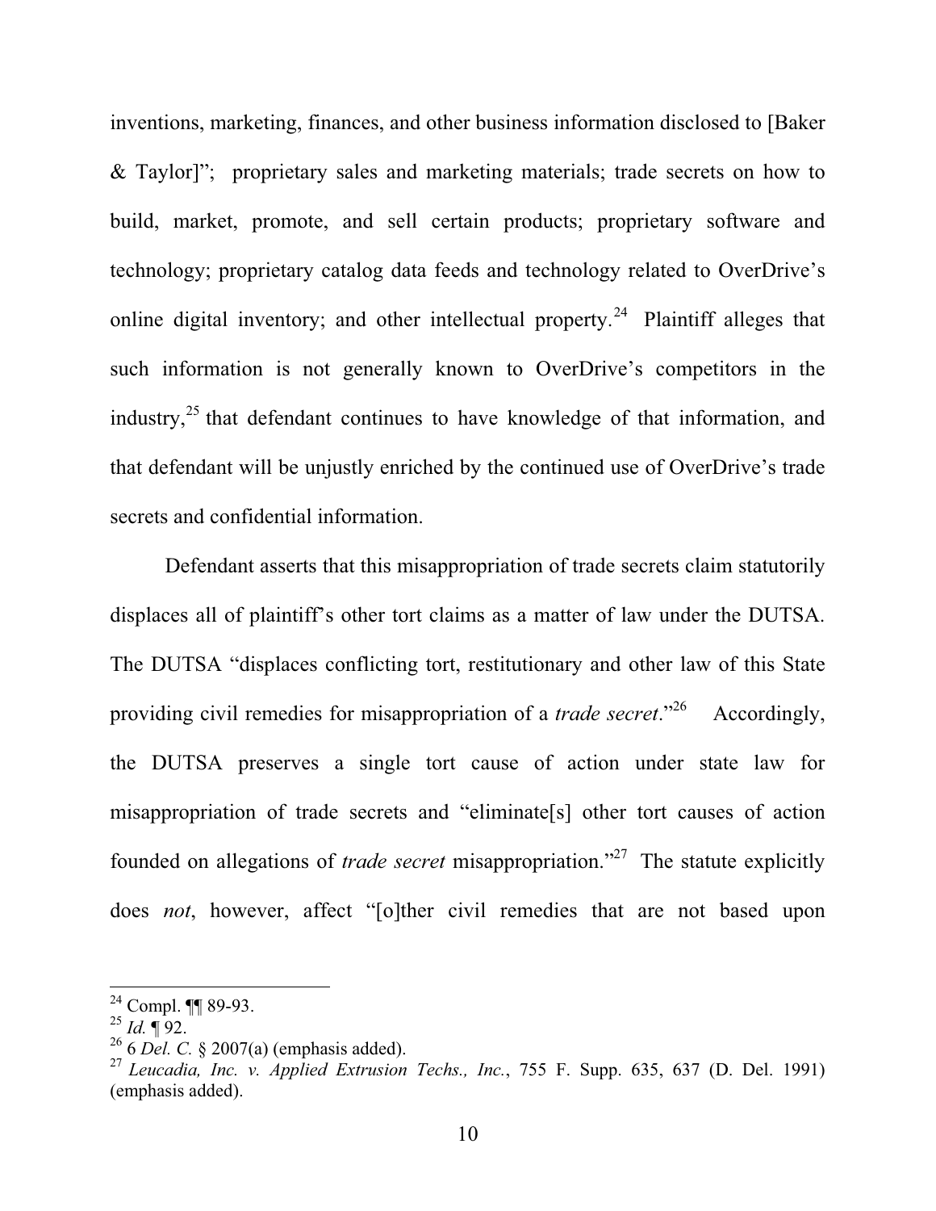inventions, marketing, finances, and other business information disclosed to [Baker & Taylor]"; proprietary sales and marketing materials; trade secrets on how to build, market, promote, and sell certain products; proprietary software and technology; proprietary catalog data feeds and technology related to OverDrive's online digital inventory; and other intellectual property.[24] Plaintiff alleges that such information is not generally known to OverDrive's competitors in the industry,[25] that defendant continues to have knowledge of that information, and that defendant will be unjustly enriched by the continued use of OverDrive's trade secrets and confidential information.

Defendant asserts that this misappropriation of trade secrets claim statutorily displaces all of plaintiff's other tort claims as a matter of law under the DUTSA. The DUTSA "displaces conflicting tort, restitutionary and other law of this State providing civil remedies for misappropriation of a *trade secret*."[26] Accordingly, the DUTSA preserves a single tort cause of action under state law for misappropriation of trade secrets and "eliminate[s] other tort causes of action founded on allegations of *trade secret* misappropriation."[27] The statute explicitly does *not*, however, affect "[o]ther civil remedies that are not based upon

---

[24] Compl. ¶¶ 89-93.

[25] *Id.* ¶ 92.

[26] 6 *Del. C.* § 2007(a) (emphasis added).

[27] *Leucadia, Inc. v. Applied Extrusion Techs., Inc.*, 755 F. Supp. 635, 637 (D. Del. 1991) (emphasis added).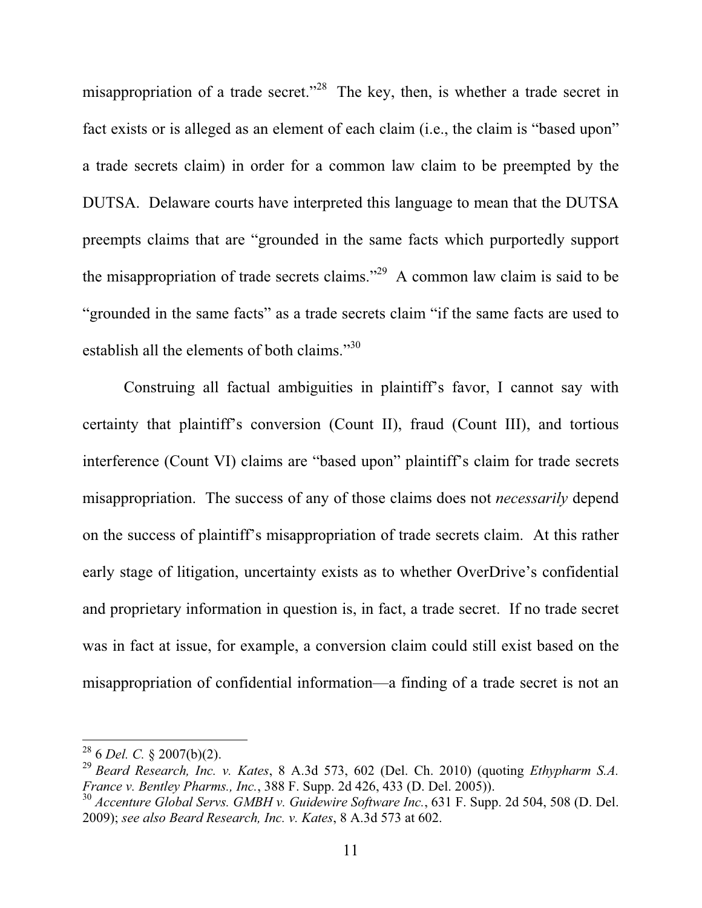misappropriation of a trade secret."[28] The key, then, is whether a trade secret in fact exists or is alleged as an element of each claim (i.e., the claim is "based upon" a trade secrets claim) in order for a common law claim to be preempted by the DUTSA. Delaware courts have interpreted this language to mean that the DUTSA preempts claims that are "grounded in the same facts which purportedly support the misappropriation of trade secrets claims."[29] A common law claim is said to be "grounded in the same facts" as a trade secrets claim "if the same facts are used to establish all the elements of both claims."[30]

Construing all factual ambiguities in plaintiff's favor, I cannot say with certainty that plaintiff's conversion (Count II), fraud (Count III), and tortious interference (Count VI) claims are "based upon" plaintiff's claim for trade secrets misappropriation. The success of any of those claims does not *necessarily* depend on the success of plaintiff's misappropriation of trade secrets claim. At this rather early stage of litigation, uncertainty exists as to whether OverDrive's confidential and proprietary information in question is, in fact, a trade secret. If no trade secret was in fact at issue, for example, a conversion claim could still exist based on the misappropriation of confidential information—a finding of a trade secret is not an

---

[28] 6 *Del. C.* § 2007(b)(2).

[29] *Beard Research, Inc. v. Kates*, 8 A.3d 573, 602 (Del. Ch. 2010) (quoting *Ethypharm S.A. France v. Bentley Pharms., Inc.*, 388 F. Supp. 2d 426, 433 (D. Del. 2005)).

[30] *Accenture Global Servs. GMBH v. Guidewire Software Inc.*, 631 F. Supp. 2d 504, 508 (D. Del. 2009); *see also Beard Research, Inc. v. Kates*, 8 A.3d 573 at 602.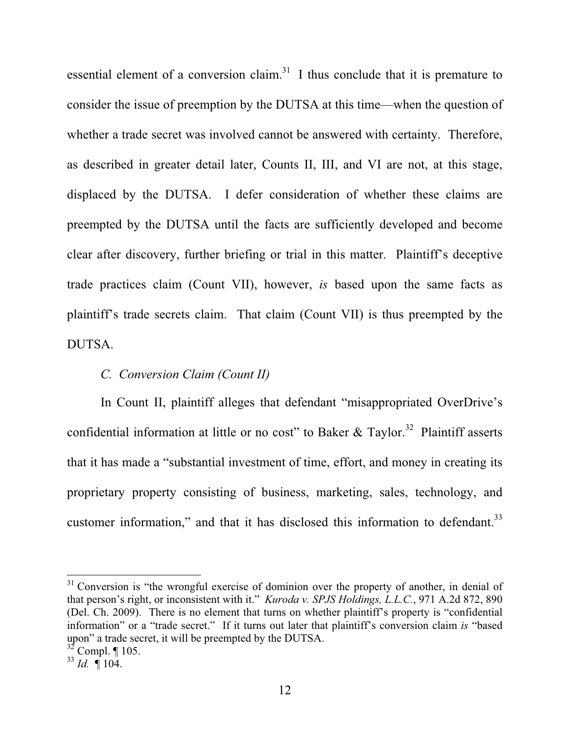essential element of a conversion claim.[31] I thus conclude that it is premature to consider the issue of preemption by the DUTSA at this time—when the question of whether a trade secret was involved cannot be answered with certainty. Therefore, as described in greater detail later, Counts II, III, and VI are not, at this stage, displaced by the DUTSA. I defer consideration of whether these claims are preempted by the DUTSA until the facts are sufficiently developed and become clear after discovery, further briefing or trial in this matter. Plaintiff's deceptive trade practices claim (Count VII), however, *is* based upon the same facts as plaintiff's trade secrets claim. That claim (Count VII) is thus preempted by the DUTSA.

### *C. Conversion Claim (Count II)*

In Count II, plaintiff alleges that defendant "misappropriated OverDrive's confidential information at little or no cost" to Baker & Taylor.[32] Plaintiff asserts that it has made a "substantial investment of time, effort, and money in creating its proprietary property consisting of business, marketing, sales, technology, and customer information," and that it has disclosed this information to defendant.[33]

---

[31] Conversion is "the wrongful exercise of dominion over the property of another, in denial of that person's right, or inconsistent with it." *Kuroda v. SPJS Holdings, L.L.C.*, 971 A.2d 872, 890 (Del. Ch. 2009). There is no element that turns on whether plaintiff's property is "confidential information" or a "trade secret." If it turns out later that plaintiff's conversion claim *is* "based upon" a trade secret, it will be preempted by the DUTSA.

[32] Compl. ¶ 105.

[33] *Id.* ¶ 104.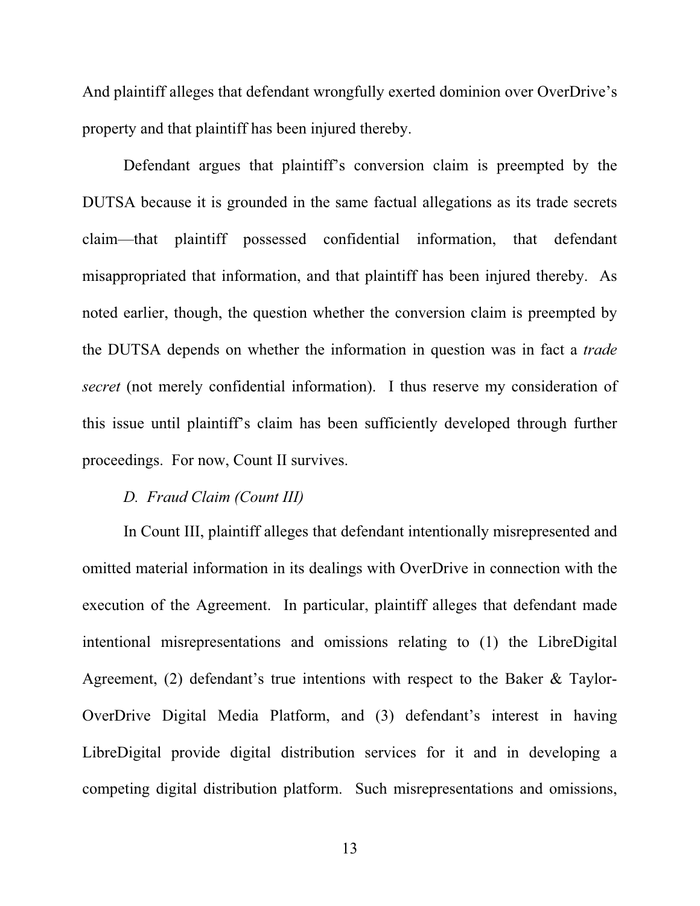And plaintiff alleges that defendant wrongfully exerted dominion over OverDrive's property and that plaintiff has been injured thereby.

Defendant argues that plaintiff's conversion claim is preempted by the DUTSA because it is grounded in the same factual allegations as its trade secrets claim—that plaintiff possessed confidential information, that defendant misappropriated that information, and that plaintiff has been injured thereby. As noted earlier, though, the question whether the conversion claim is preempted by the DUTSA depends on whether the information in question was in fact a *trade secret* (not merely confidential information). I thus reserve my consideration of this issue until plaintiff's claim has been sufficiently developed through further proceedings. For now, Count II survives.

*D. Fraud Claim (Count III)*

In Count III, plaintiff alleges that defendant intentionally misrepresented and omitted material information in its dealings with OverDrive in connection with the execution of the Agreement. In particular, plaintiff alleges that defendant made intentional misrepresentations and omissions relating to (1) the LibreDigital Agreement, (2) defendant's true intentions with respect to the Baker & Taylor-OverDrive Digital Media Platform, and (3) defendant's interest in having LibreDigital provide digital distribution services for it and in developing a competing digital distribution platform. Such misrepresentations and omissions,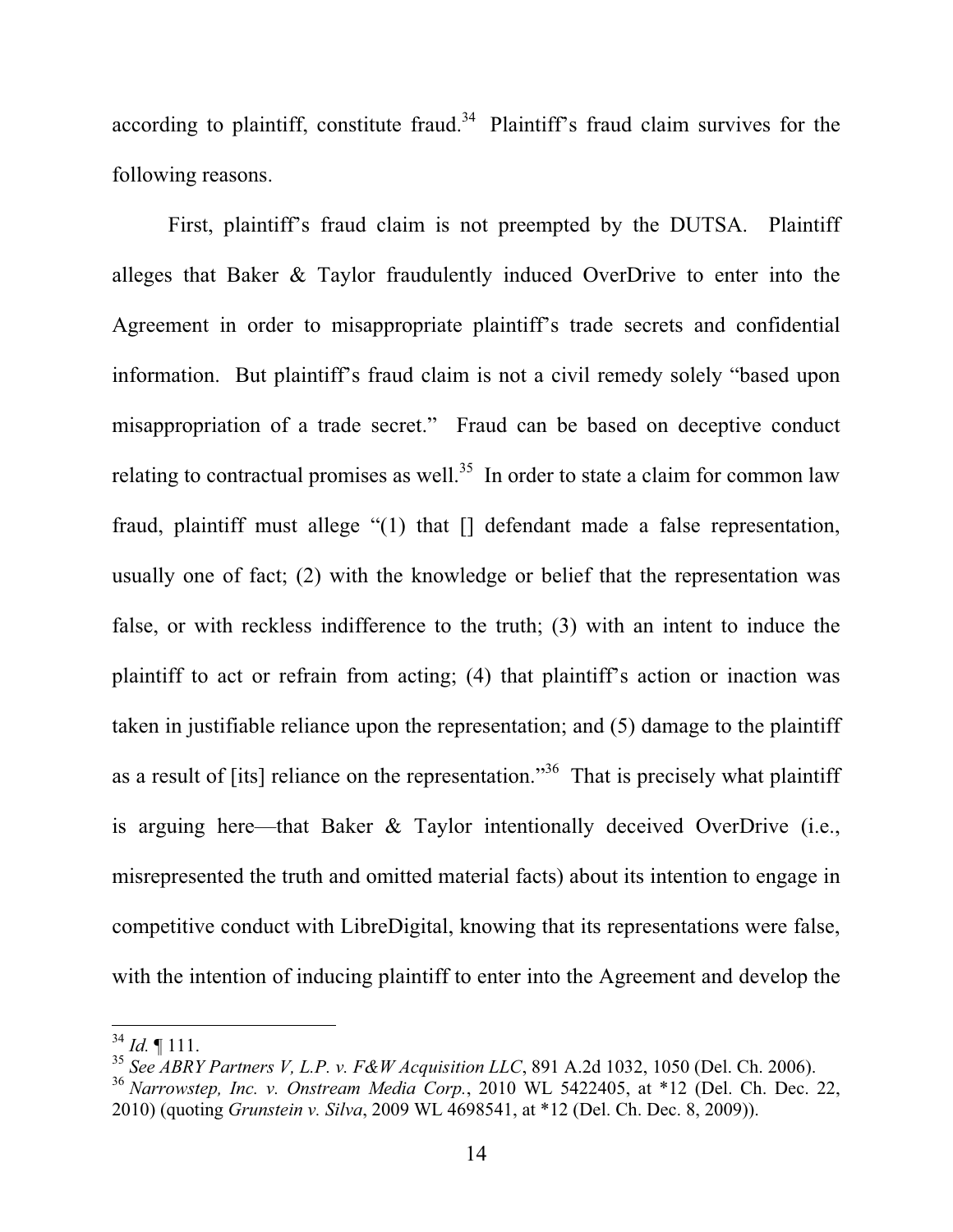according to plaintiff, constitute fraud.[34] Plaintiff's fraud claim survives for the following reasons.

First, plaintiff's fraud claim is not preempted by the DUTSA. Plaintiff alleges that Baker & Taylor fraudulently induced OverDrive to enter into the Agreement in order to misappropriate plaintiff's trade secrets and confidential information. But plaintiff's fraud claim is not a civil remedy solely "based upon misappropriation of a trade secret." Fraud can be based on deceptive conduct relating to contractual promises as well.[35] In order to state a claim for common law fraud, plaintiff must allege "(1) that [] defendant made a false representation, usually one of fact; (2) with the knowledge or belief that the representation was false, or with reckless indifference to the truth; (3) with an intent to induce the plaintiff to act or refrain from acting; (4) that plaintiff's action or inaction was taken in justifiable reliance upon the representation; and (5) damage to the plaintiff as a result of [its] reliance on the representation."[36] That is precisely what plaintiff is arguing here—that Baker & Taylor intentionally deceived OverDrive (i.e., misrepresented the truth and omitted material facts) about its intention to engage in competitive conduct with LibreDigital, knowing that its representations were false, with the intention of inducing plaintiff to enter into the Agreement and develop the

---

[34] *Id.* ¶ 111.

[35] *See ABRY Partners V, L.P. v. F&W Acquisition LLC*, 891 A.2d 1032, 1050 (Del. Ch. 2006).

[36] *Narrowstep, Inc. v. Onstream Media Corp.*, 2010 WL 5422405, at *12 (Del. Ch. Dec. 22, 2010) (quoting *Grunstein v. Silva*, 2009 WL 4698541, at *12 (Del. Ch. Dec. 8, 2009)).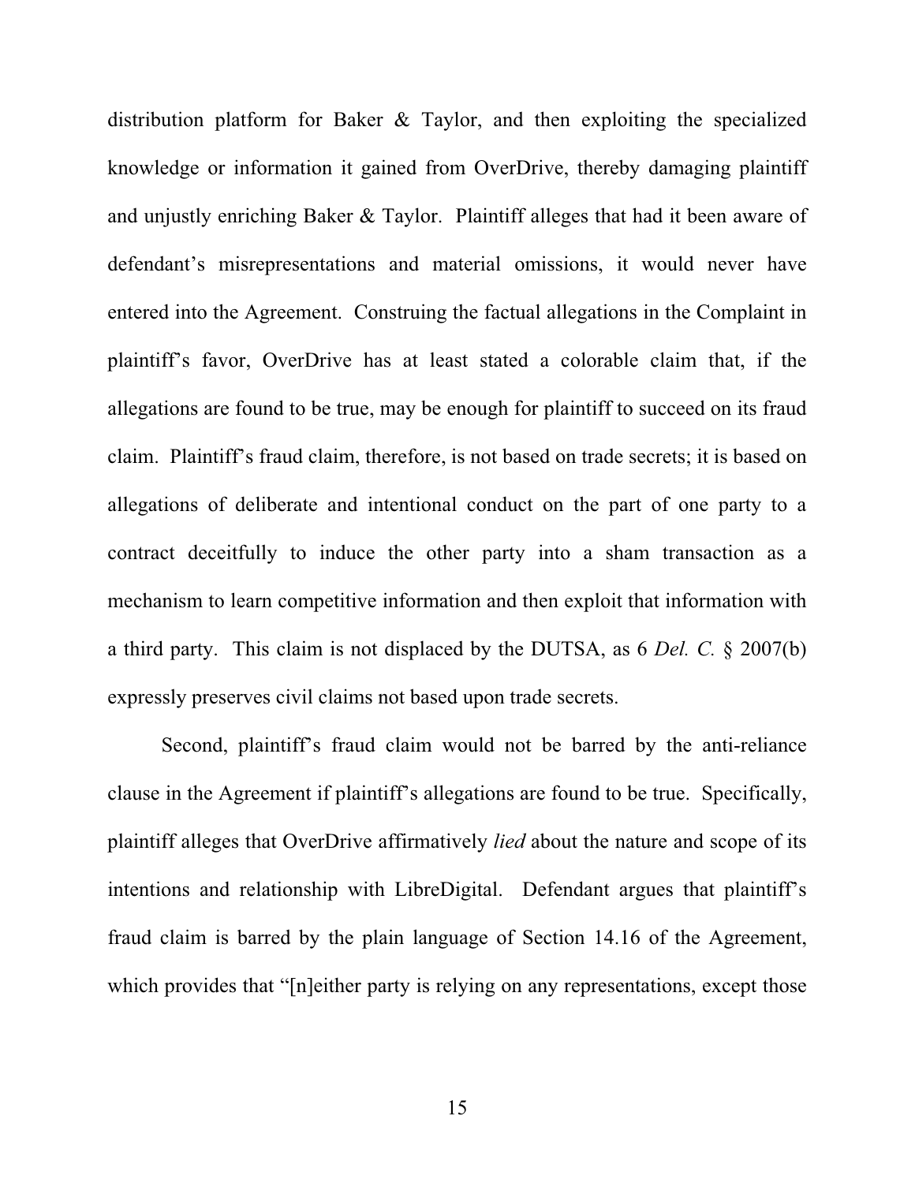distribution platform for Baker & Taylor, and then exploiting the specialized knowledge or information it gained from OverDrive, thereby damaging plaintiff and unjustly enriching Baker & Taylor. Plaintiff alleges that had it been aware of defendant's misrepresentations and material omissions, it would never have entered into the Agreement. Construing the factual allegations in the Complaint in plaintiff's favor, OverDrive has at least stated a colorable claim that, if the allegations are found to be true, may be enough for plaintiff to succeed on its fraud claim. Plaintiff's fraud claim, therefore, is not based on trade secrets; it is based on allegations of deliberate and intentional conduct on the part of one party to a contract deceitfully to induce the other party into a sham transaction as a mechanism to learn competitive information and then exploit that information with a third party. This claim is not displaced by the DUTSA, as 6 *Del. C.* § 2007(b) expressly preserves civil claims not based upon trade secrets.

Second, plaintiff's fraud claim would not be barred by the anti-reliance clause in the Agreement if plaintiff's allegations are found to be true. Specifically, plaintiff alleges that OverDrive affirmatively *lied* about the nature and scope of its intentions and relationship with LibreDigital. Defendant argues that plaintiff's fraud claim is barred by the plain language of Section 14.16 of the Agreement, which provides that "[n]either party is relying on any representations, except those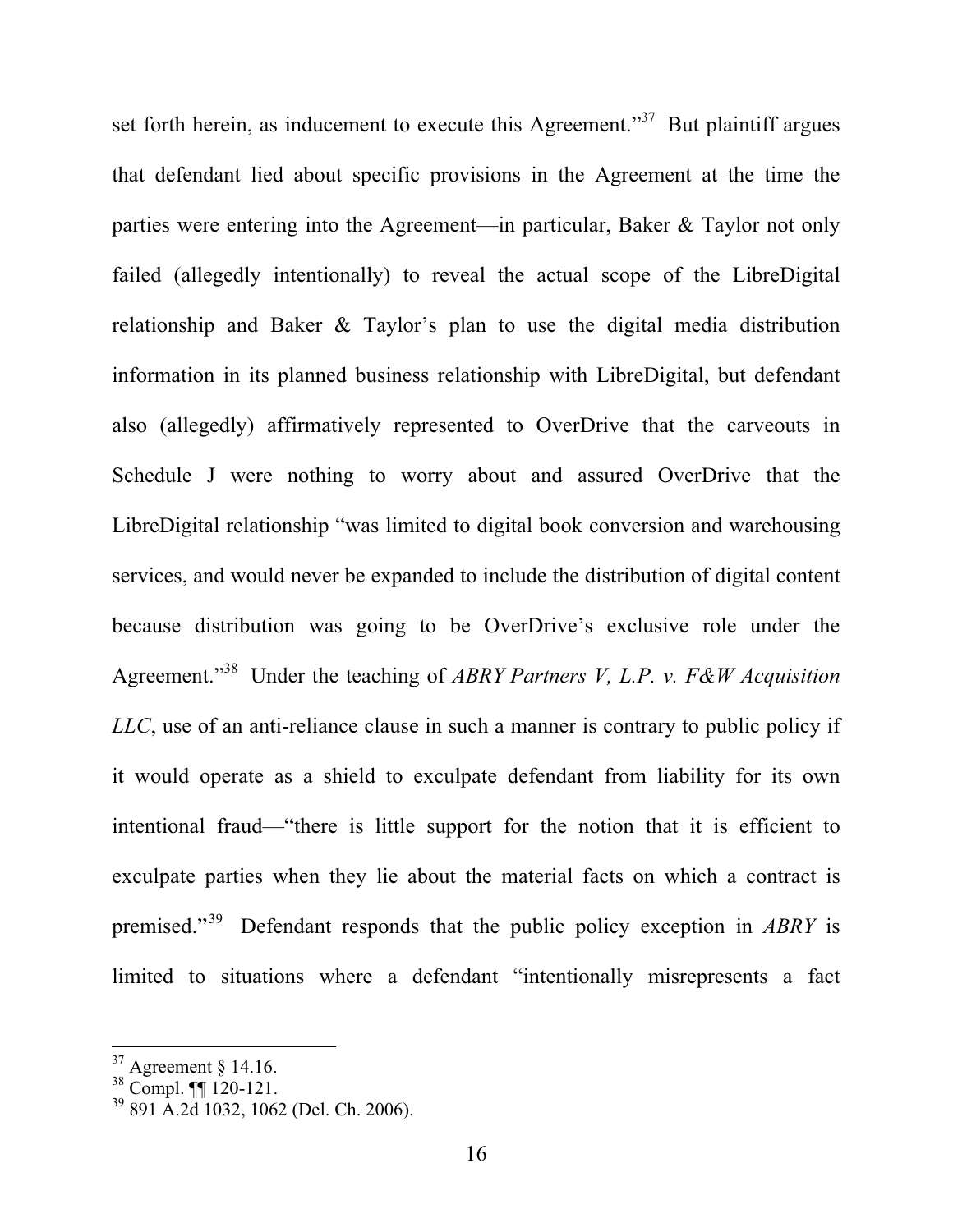set forth herein, as inducement to execute this Agreement."[37] But plaintiff argues that defendant lied about specific provisions in the Agreement at the time the parties were entering into the Agreement—in particular, Baker & Taylor not only failed (allegedly intentionally) to reveal the actual scope of the LibreDigital relationship and Baker & Taylor's plan to use the digital media distribution information in its planned business relationship with LibreDigital, but defendant also (allegedly) affirmatively represented to OverDrive that the carveouts in Schedule J were nothing to worry about and assured OverDrive that the LibreDigital relationship "was limited to digital book conversion and warehousing services, and would never be expanded to include the distribution of digital content because distribution was going to be OverDrive's exclusive role under the Agreement."[38] Under the teaching of *ABRY Partners V, L.P. v. F&W Acquisition LLC*, use of an anti-reliance clause in such a manner is contrary to public policy if it would operate as a shield to exculpate defendant from liability for its own intentional fraud—"there is little support for the notion that it is efficient to exculpate parties when they lie about the material facts on which a contract is premised."[39] Defendant responds that the public policy exception in *ABRY* is limited to situations where a defendant "intentionally misrepresents a fact

---

[37] Agreement § 14.16.

[38] Compl. ¶¶ 120-121.

[39] 891 A.2d 1032, 1062 (Del. Ch. 2006).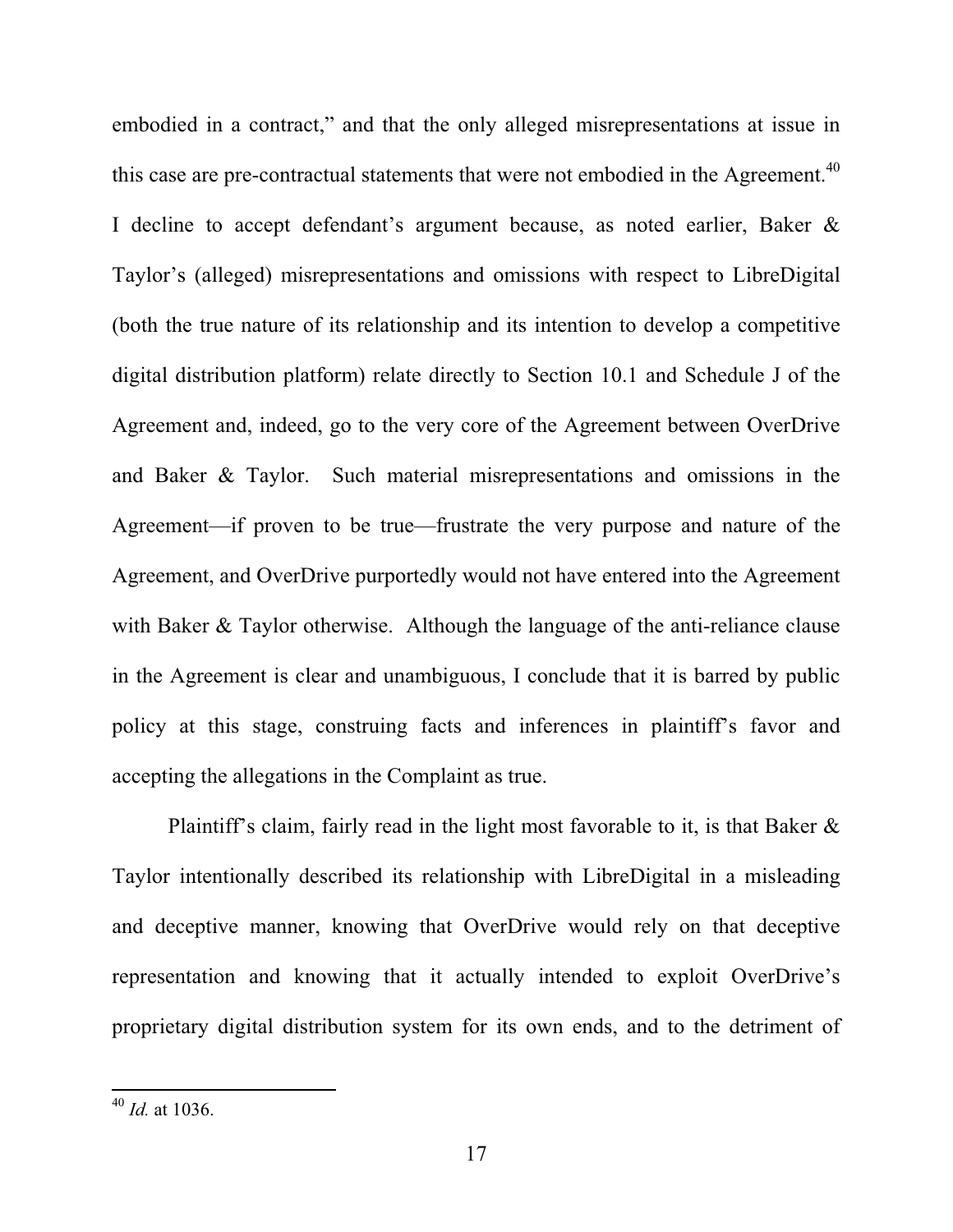embodied in a contract," and that the only alleged misrepresentations at issue in this case are pre-contractual statements that were not embodied in the Agreement.[40] I decline to accept defendant's argument because, as noted earlier, Baker & Taylor's (alleged) misrepresentations and omissions with respect to LibreDigital (both the true nature of its relationship and its intention to develop a competitive digital distribution platform) relate directly to Section 10.1 and Schedule J of the Agreement and, indeed, go to the very core of the Agreement between OverDrive and Baker & Taylor. Such material misrepresentations and omissions in the Agreement—if proven to be true—frustrate the very purpose and nature of the Agreement, and OverDrive purportedly would not have entered into the Agreement with Baker & Taylor otherwise. Although the language of the anti-reliance clause in the Agreement is clear and unambiguous, I conclude that it is barred by public policy at this stage, construing facts and inferences in plaintiff's favor and accepting the allegations in the Complaint as true.

Plaintiff's claim, fairly read in the light most favorable to it, is that Baker & Taylor intentionally described its relationship with LibreDigital in a misleading and deceptive manner, knowing that OverDrive would rely on that deceptive representation and knowing that it actually intended to exploit OverDrive's proprietary digital distribution system for its own ends, and to the detriment of

[40] *Id.* at 1036.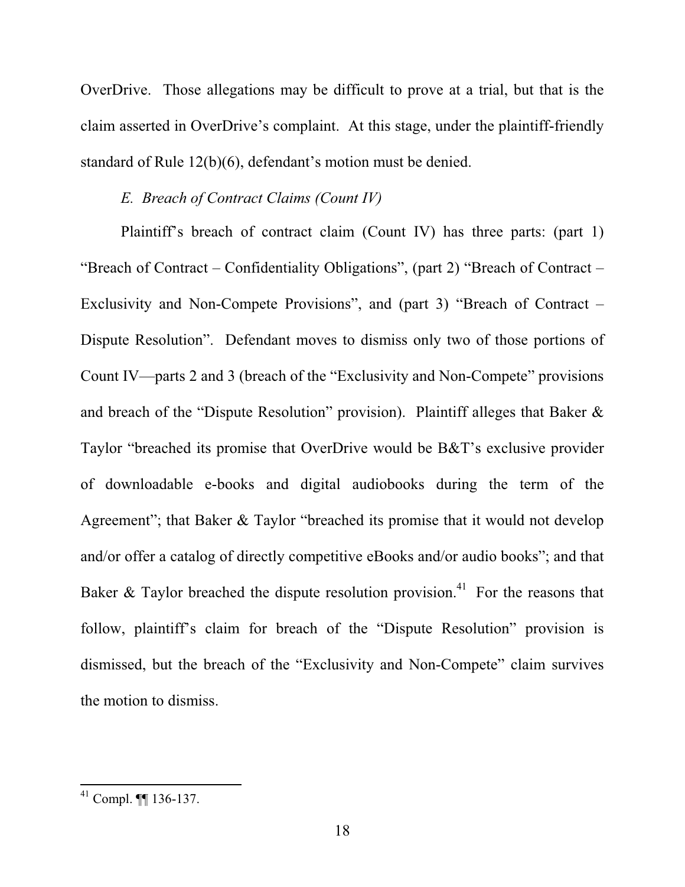OverDrive. Those allegations may be difficult to prove at a trial, but that is the claim asserted in OverDrive's complaint. At this stage, under the plaintiff-friendly standard of Rule 12(b)(6), defendant's motion must be denied.

*E. Breach of Contract Claims (Count IV)*

Plaintiff's breach of contract claim (Count IV) has three parts: (part 1) "Breach of Contract – Confidentiality Obligations", (part 2) "Breach of Contract – Exclusivity and Non-Compete Provisions", and (part 3) "Breach of Contract – Dispute Resolution". Defendant moves to dismiss only two of those portions of Count IV—parts 2 and 3 (breach of the "Exclusivity and Non-Compete" provisions and breach of the "Dispute Resolution" provision). Plaintiff alleges that Baker & Taylor "breached its promise that OverDrive would be B&T's exclusive provider of downloadable e-books and digital audiobooks during the term of the Agreement"; that Baker & Taylor "breached its promise that it would not develop and/or offer a catalog of directly competitive eBooks and/or audio books"; and that Baker & Taylor breached the dispute resolution provision.[41] For the reasons that follow, plaintiff's claim for breach of the "Dispute Resolution" provision is dismissed, but the breach of the "Exclusivity and Non-Compete" claim survives the motion to dismiss.

---

[41] Compl. ¶¶ 136-137.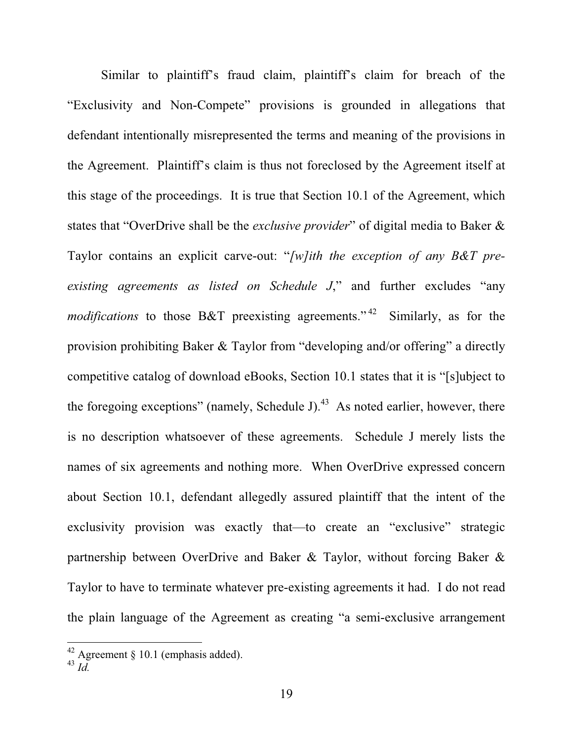Similar to plaintiff's fraud claim, plaintiff's claim for breach of the "Exclusivity and Non-Compete" provisions is grounded in allegations that defendant intentionally misrepresented the terms and meaning of the provisions in the Agreement. Plaintiff's claim is thus not foreclosed by the Agreement itself at this stage of the proceedings. It is true that Section 10.1 of the Agreement, which states that "OverDrive shall be the *exclusive provider*" of digital media to Baker & Taylor contains an explicit carve-out: "*[w]ith the exception of any B&T pre-existing agreements as listed on Schedule J*," and further excludes "any *modifications* to those B&T preexisting agreements."[42] Similarly, as for the provision prohibiting Baker & Taylor from "developing and/or offering" a directly competitive catalog of download eBooks, Section 10.1 states that it is "[s]ubject to the foregoing exceptions" (namely, Schedule J).[43] As noted earlier, however, there is no description whatsoever of these agreements. Schedule J merely lists the names of six agreements and nothing more. When OverDrive expressed concern about Section 10.1, defendant allegedly assured plaintiff that the intent of the exclusivity provision was exactly that—to create an "exclusive" strategic partnership between OverDrive and Baker & Taylor, without forcing Baker & Taylor to have to terminate whatever pre-existing agreements it had. I do not read the plain language of the Agreement as creating "a semi-exclusive arrangement

---

[42] Agreement § 10.1 (emphasis added).

[43] *Id.*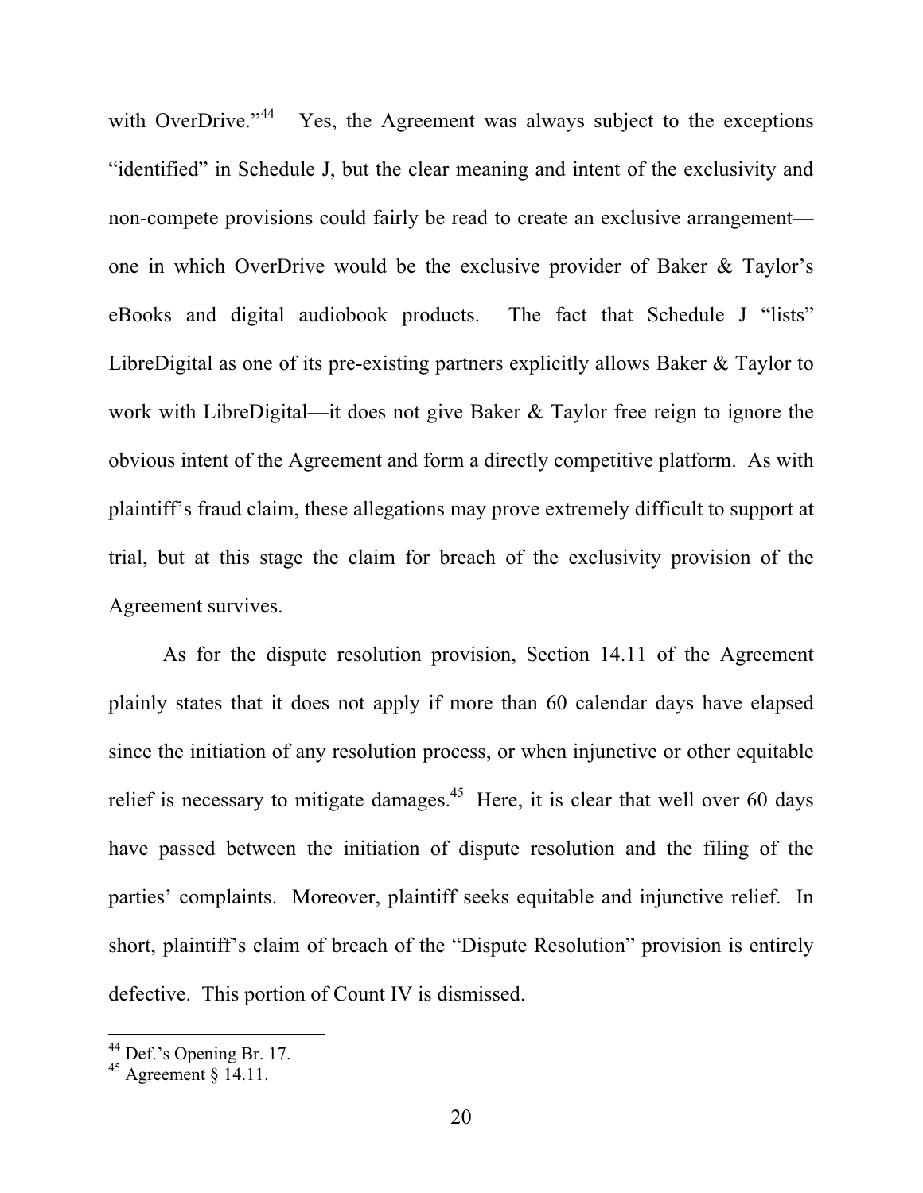with OverDrive."[44] Yes, the Agreement was always subject to the exceptions "identified" in Schedule J, but the clear meaning and intent of the exclusivity and non-compete provisions could fairly be read to create an exclusive arrangement—one in which OverDrive would be the exclusive provider of Baker & Taylor's eBooks and digital audiobook products. The fact that Schedule J "lists" LibreDigital as one of its pre-existing partners explicitly allows Baker & Taylor to work with LibreDigital—it does not give Baker & Taylor free reign to ignore the obvious intent of the Agreement and form a directly competitive platform. As with plaintiff's fraud claim, these allegations may prove extremely difficult to support at trial, but at this stage the claim for breach of the exclusivity provision of the Agreement survives.

As for the dispute resolution provision, Section 14.11 of the Agreement plainly states that it does not apply if more than 60 calendar days have elapsed since the initiation of any resolution process, or when injunctive or other equitable relief is necessary to mitigate damages.[45] Here, it is clear that well over 60 days have passed between the initiation of dispute resolution and the filing of the parties' complaints. Moreover, plaintiff seeks equitable and injunctive relief. In short, plaintiff's claim of breach of the "Dispute Resolution" provision is entirely defective. This portion of Count IV is dismissed.

---

[44] Def.'s Opening Br. 17.

[45] Agreement § 14.11.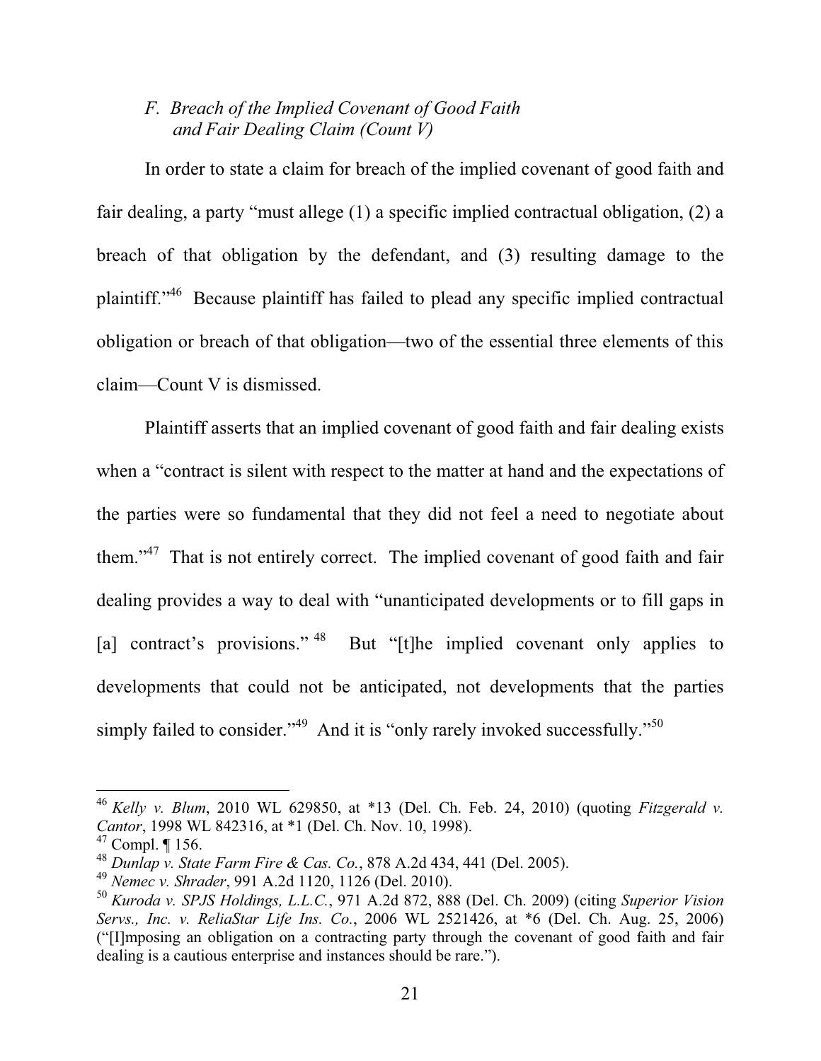### *F. Breach of the Implied Covenant of Good Faith and Fair Dealing Claim (Count V)*

In order to state a claim for breach of the implied covenant of good faith and fair dealing, a party "must allege (1) a specific implied contractual obligation, (2) a breach of that obligation by the defendant, and (3) resulting damage to the plaintiff."[46] Because plaintiff has failed to plead any specific implied contractual obligation or breach of that obligation—two of the essential three elements of this claim—Count V is dismissed.

Plaintiff asserts that an implied covenant of good faith and fair dealing exists when a "contract is silent with respect to the matter at hand and the expectations of the parties were so fundamental that they did not feel a need to negotiate about them."[47] That is not entirely correct. The implied covenant of good faith and fair dealing provides a way to deal with "unanticipated developments or to fill gaps in [a] contract's provisions."[48] But "[t]he implied covenant only applies to developments that could not be anticipated, not developments that the parties simply failed to consider."[49] And it is "only rarely invoked successfully."[50]

---

[46] *Kelly v. Blum*, 2010 WL 629850, at *13 (Del. Ch. Feb. 24, 2010) (quoting *Fitzgerald v. Cantor*, 1998 WL 842316, at *1 (Del. Ch. Nov. 10, 1998).

[47] Compl. ¶ 156.

[48] *Dunlap v. State Farm Fire & Cas. Co.*, 878 A.2d 434, 441 (Del. 2005).

[49] *Nemec v. Shrader*, 991 A.2d 1120, 1126 (Del. 2010).

[50] *Kuroda v. SPJS Holdings, L.L.C.*, 971 A.2d 872, 888 (Del. Ch. 2009) (citing *Superior Vision Servs., Inc. v. ReliaStar Life Ins. Co.*, 2006 WL 2521426, at *6 (Del. Ch. Aug. 25, 2006) ("[I]mposing an obligation on a contracting party through the covenant of good faith and fair dealing is a cautious enterprise and instances should be rare.").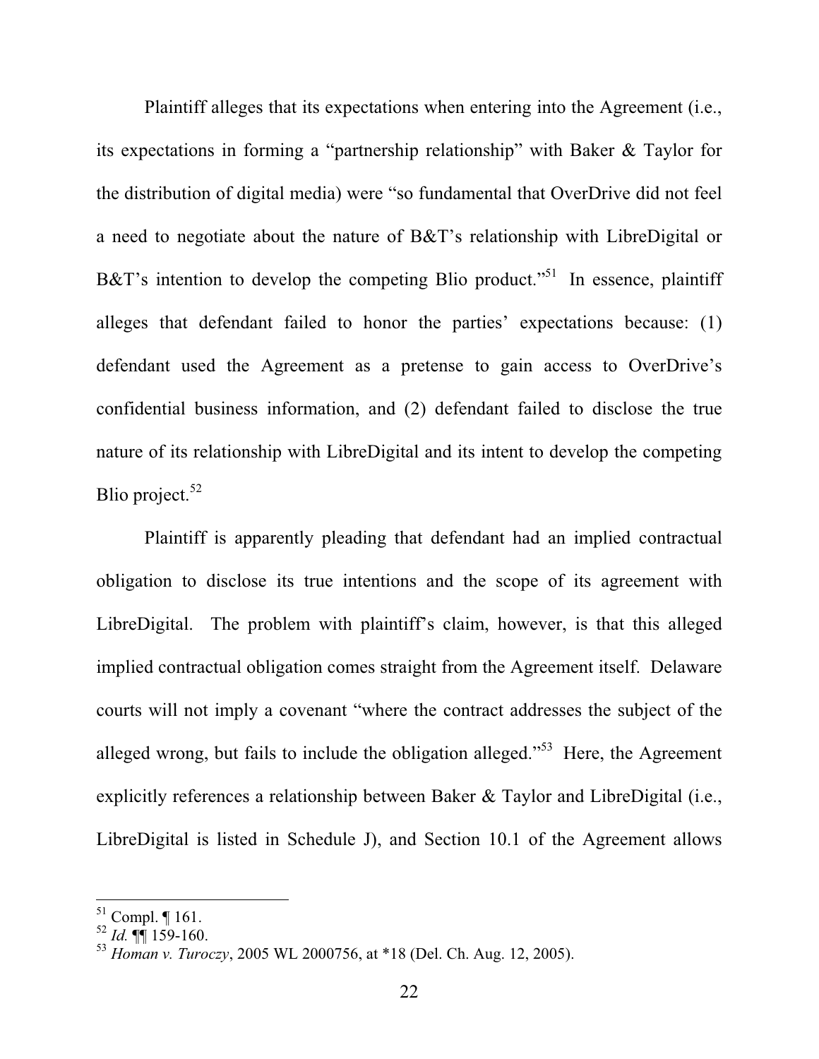Plaintiff alleges that its expectations when entering into the Agreement (i.e., its expectations in forming a "partnership relationship" with Baker & Taylor for the distribution of digital media) were "so fundamental that OverDrive did not feel a need to negotiate about the nature of B&T's relationship with LibreDigital or B&T's intention to develop the competing Blio product."[51] In essence, plaintiff alleges that defendant failed to honor the parties' expectations because: (1) defendant used the Agreement as a pretense to gain access to OverDrive's confidential business information, and (2) defendant failed to disclose the true nature of its relationship with LibreDigital and its intent to develop the competing Blio project.[52]

Plaintiff is apparently pleading that defendant had an implied contractual obligation to disclose its true intentions and the scope of its agreement with LibreDigital. The problem with plaintiff's claim, however, is that this alleged implied contractual obligation comes straight from the Agreement itself. Delaware courts will not imply a covenant "where the contract addresses the subject of the alleged wrong, but fails to include the obligation alleged."[53] Here, the Agreement explicitly references a relationship between Baker & Taylor and LibreDigital (i.e., LibreDigital is listed in Schedule J), and Section 10.1 of the Agreement allows

---

[51] Compl. ¶ 161.

[52] *Id.* ¶¶ 159-160.

[53] *Homan v. Turoczy*, 2005 WL 2000756, at *18 (Del. Ch. Aug. 12, 2005).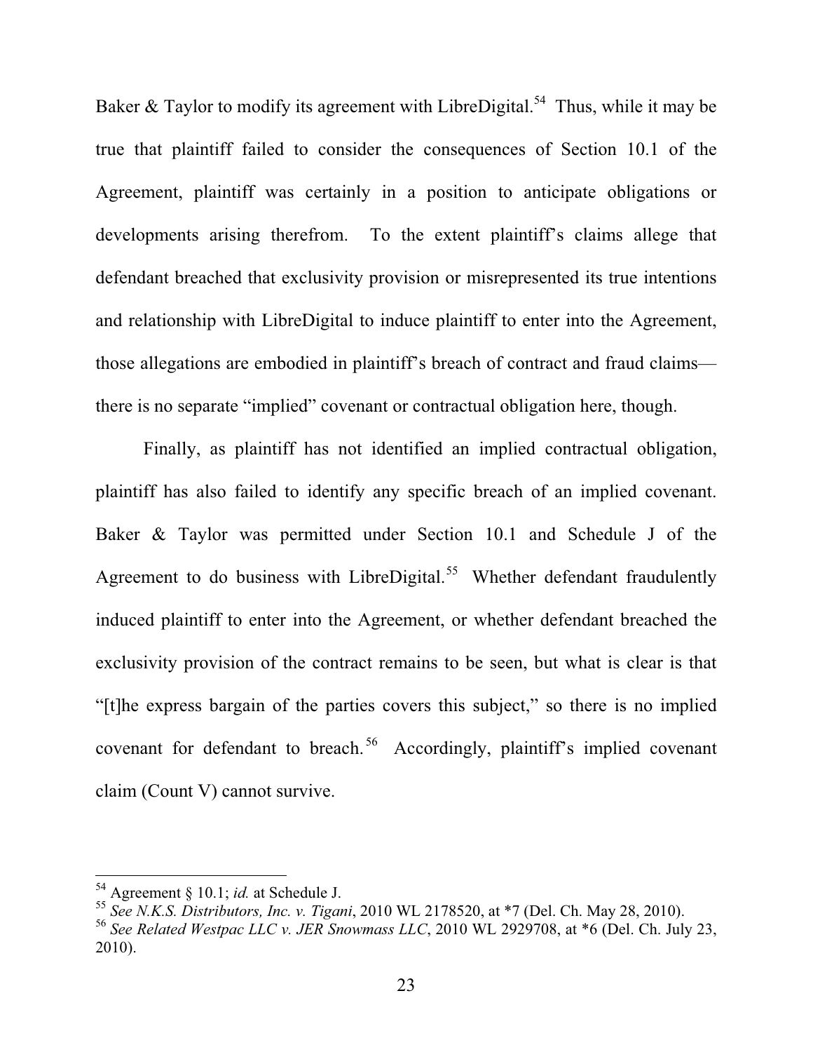Baker & Taylor to modify its agreement with LibreDigital.[54] Thus, while it may be true that plaintiff failed to consider the consequences of Section 10.1 of the Agreement, plaintiff was certainly in a position to anticipate obligations or developments arising therefrom. To the extent plaintiff's claims allege that defendant breached that exclusivity provision or misrepresented its true intentions and relationship with LibreDigital to induce plaintiff to enter into the Agreement, those allegations are embodied in plaintiff's breach of contract and fraud claims—there is no separate "implied" covenant or contractual obligation here, though.

Finally, as plaintiff has not identified an implied contractual obligation, plaintiff has also failed to identify any specific breach of an implied covenant. Baker & Taylor was permitted under Section 10.1 and Schedule J of the Agreement to do business with LibreDigital.[55] Whether defendant fraudulently induced plaintiff to enter into the Agreement, or whether defendant breached the exclusivity provision of the contract remains to be seen, but what is clear is that "[t]he express bargain of the parties covers this subject," so there is no implied covenant for defendant to breach.[56] Accordingly, plaintiff's implied covenant claim (Count V) cannot survive.

---

[54] Agreement § 10.1; *id.* at Schedule J.

[55] *See N.K.S. Distributors, Inc. v. Tigani*, 2010 WL 2178520, at *7 (Del. Ch. May 28, 2010).

[56] *See Related Westpac LLC v. JER Snowmass LLC*, 2010 WL 2929708, at *6 (Del. Ch. July 23, 2010).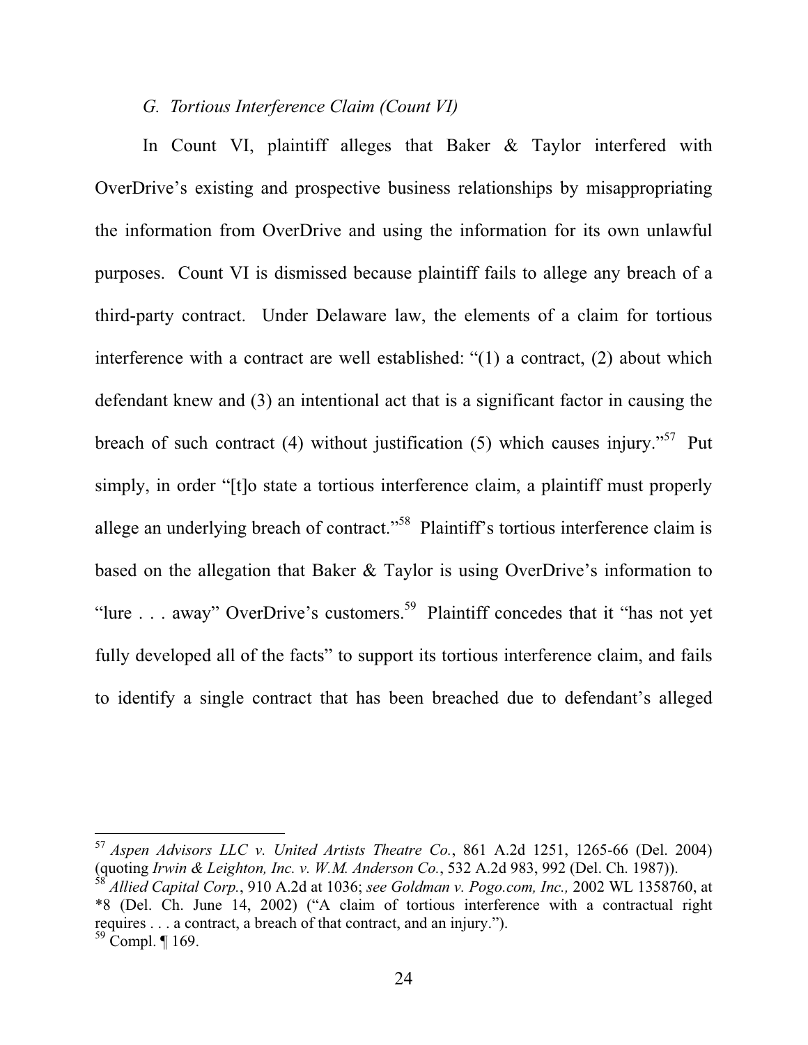*G. Tortious Interference Claim (Count VI)*

In Count VI, plaintiff alleges that Baker & Taylor interfered with OverDrive's existing and prospective business relationships by misappropriating the information from OverDrive and using the information for its own unlawful purposes. Count VI is dismissed because plaintiff fails to allege any breach of a third-party contract. Under Delaware law, the elements of a claim for tortious interference with a contract are well established: "(1) a contract, (2) about which defendant knew and (3) an intentional act that is a significant factor in causing the breach of such contract (4) without justification (5) which causes injury."[57] Put simply, in order "[t]o state a tortious interference claim, a plaintiff must properly allege an underlying breach of contract."[58] Plaintiff's tortious interference claim is based on the allegation that Baker & Taylor is using OverDrive's information to "lure . . . away" OverDrive's customers.[59] Plaintiff concedes that it "has not yet fully developed all of the facts" to support its tortious interference claim, and fails to identify a single contract that has been breached due to defendant's alleged

---

[57] *Aspen Advisors LLC v. United Artists Theatre Co.*, 861 A.2d 1251, 1265-66 (Del. 2004) (quoting *Irwin & Leighton, Inc. v. W.M. Anderson Co.*, 532 A.2d 983, 992 (Del. Ch. 1987)).

[58] *Allied Capital Corp.*, 910 A.2d at 1036; *see Goldman v. Pogo.com, Inc.,* 2002 WL 1358760, at *8 (Del. Ch. June 14, 2002) ("A claim of tortious interference with a contractual right requires . . . a contract, a breach of that contract, and an injury.").

[59] Compl. ¶ 169.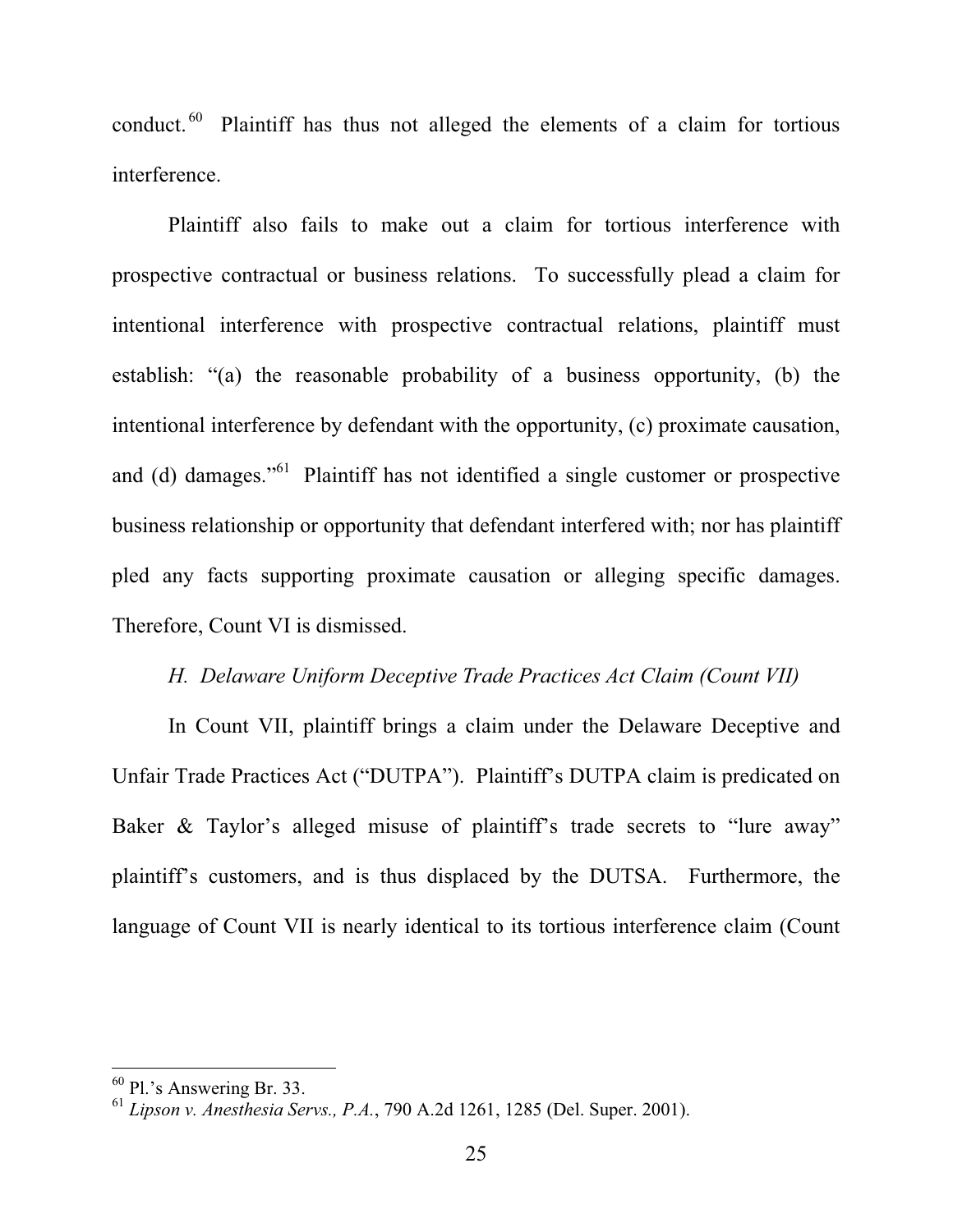conduct.[60] Plaintiff has thus not alleged the elements of a claim for tortious interference.

Plaintiff also fails to make out a claim for tortious interference with prospective contractual or business relations. To successfully plead a claim for intentional interference with prospective contractual relations, plaintiff must establish: "(a) the reasonable probability of a business opportunity, (b) the intentional interference by defendant with the opportunity, (c) proximate causation, and (d) damages."[61] Plaintiff has not identified a single customer or prospective business relationship or opportunity that defendant interfered with; nor has plaintiff pled any facts supporting proximate causation or alleging specific damages. Therefore, Count VI is dismissed.

*H. Delaware Uniform Deceptive Trade Practices Act Claim (Count VII)*

In Count VII, plaintiff brings a claim under the Delaware Deceptive and Unfair Trade Practices Act ("DUTPA"). Plaintiff's DUTPA claim is predicated on Baker & Taylor's alleged misuse of plaintiff's trade secrets to "lure away" plaintiff's customers, and is thus displaced by the DUTSA. Furthermore, the language of Count VII is nearly identical to its tortious interference claim (Count

---

[60] Pl.'s Answering Br. 33.

[61] *Lipson v. Anesthesia Servs., P.A.*, 790 A.2d 1261, 1285 (Del. Super. 2001).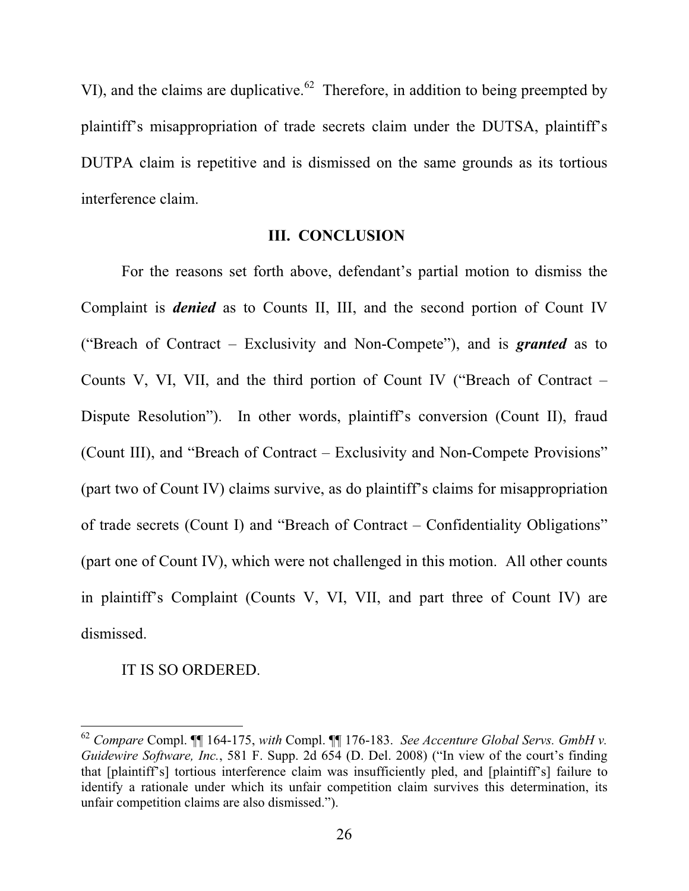VI), and the claims are duplicative.[62] Therefore, in addition to being preempted by plaintiff's misappropriation of trade secrets claim under the DUTSA, plaintiff's DUTPA claim is repetitive and is dismissed on the same grounds as its tortious interference claim.

## III. CONCLUSION

For the reasons set forth above, defendant's partial motion to dismiss the Complaint is ***denied*** as to Counts II, III, and the second portion of Count IV ("Breach of Contract – Exclusivity and Non-Compete"), and is ***granted*** as to Counts V, VI, VII, and the third portion of Count IV ("Breach of Contract – Dispute Resolution"). In other words, plaintiff's conversion (Count II), fraud (Count III), and "Breach of Contract – Exclusivity and Non-Compete Provisions" (part two of Count IV) claims survive, as do plaintiff's claims for misappropriation of trade secrets (Count I) and "Breach of Contract – Confidentiality Obligations" (part one of Count IV), which were not challenged in this motion. All other counts in plaintiff's Complaint (Counts V, VI, VII, and part three of Count IV) are dismissed.

IT IS SO ORDERED.

---

[62] *Compare* Compl. ¶¶ 164-175, *with* Compl. ¶¶ 176-183. *See Accenture Global Servs. GmbH v. Guidewire Software, Inc.*, 581 F. Supp. 2d 654 (D. Del. 2008) ("In view of the court's finding that [plaintiff's] tortious interference claim was insufficiently pled, and [plaintiff's] failure to identify a rationale under which its unfair competition claim survives this determination, its unfair competition claims are also dismissed.").